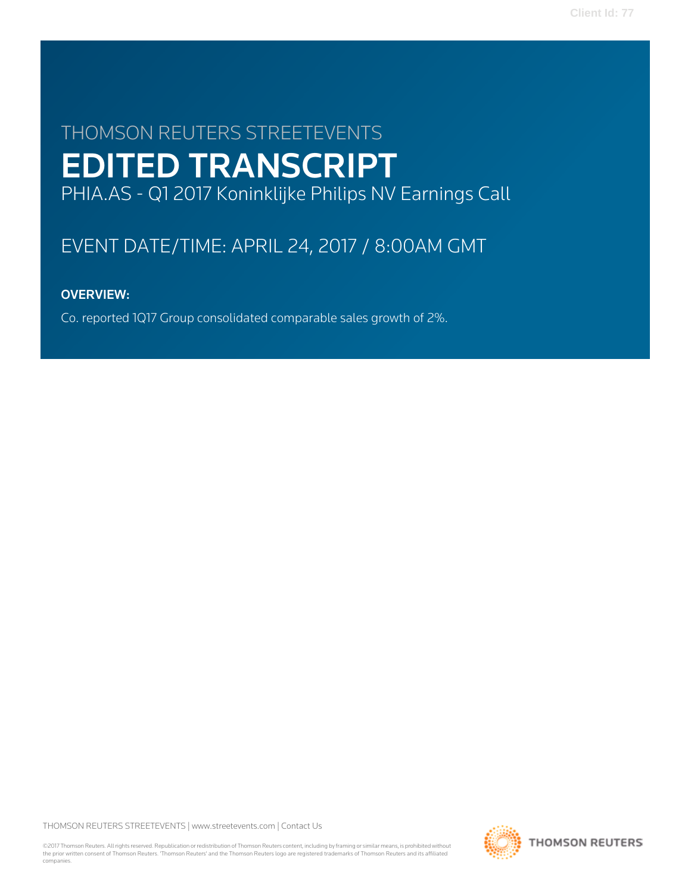THOMSON REUTERS STREETEVENTS

# EDITED TRANSCRIPT

PHIA.AS - Q1 2017 Koninklijke Philips NV Earnings Call

EVENT DATE/TIME: APRIL 24, 2017 / 8:00AM GMT

**OVERVIEW:**

Co. reported 1Q17 Group consolidated comparable sales growth of 2%.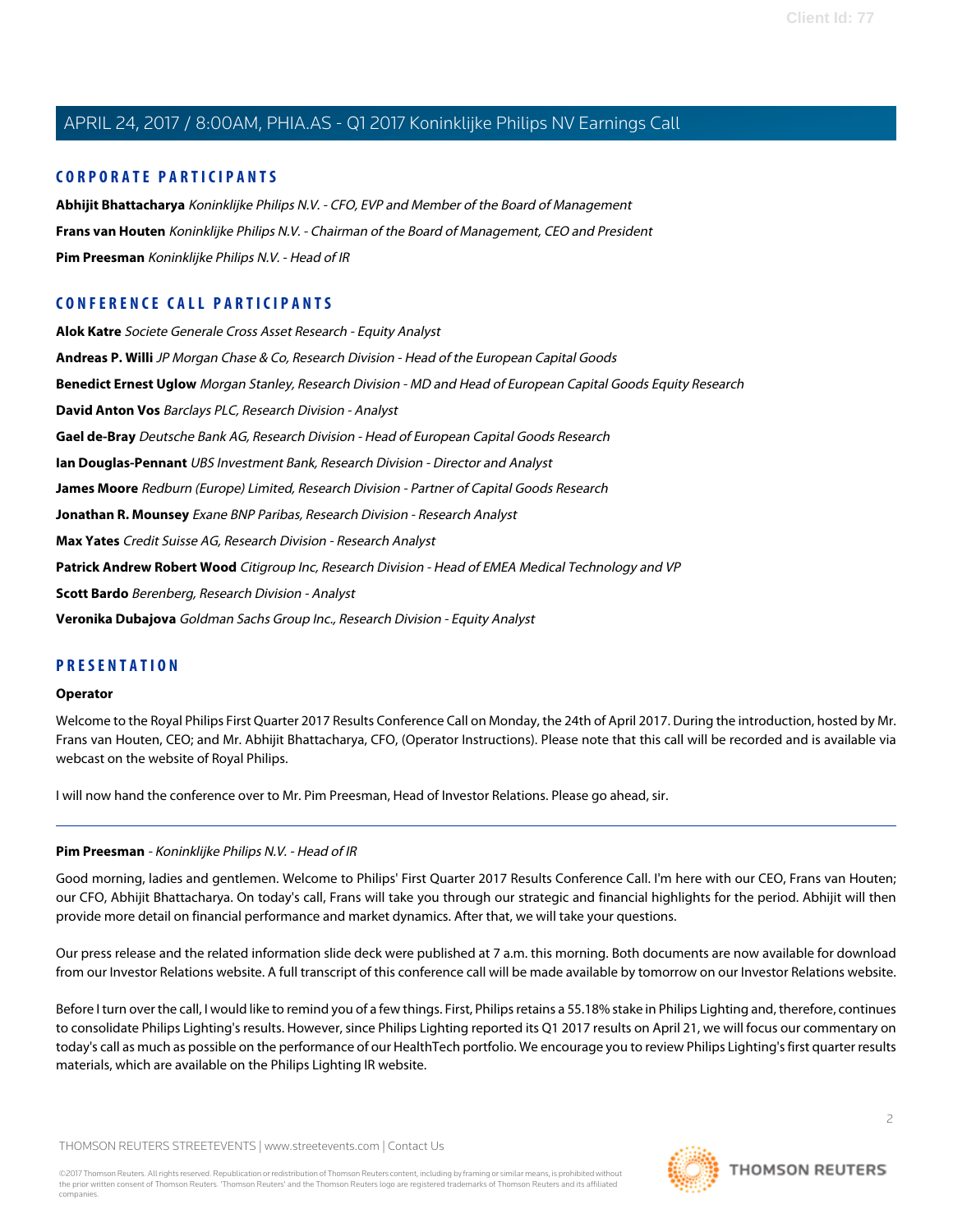## CORPORATE PARTICIPANTS

**Abhijit Bhattacharya** *Koninklijke Philips N.V. - CFO, EVP and Member of the Board of Management*

**Frans van Houten** *Koninklijke Philips N.V. - Chairman of the Board of Management, CEO and President*

**Pim Preesman** *Koninklijke Philips N.V. - Head of IR*

## CONFERENCE CALL PARTICIPANTS

**Alok Katre** *Societe Generale Cross Asset Research - Equity Analyst*

**Andreas P. Willi** *JP Morgan Chase & Co, Research Division - Head of the European Capital Goods*

**Benedict Ernest Uglow** *Morgan Stanley, Research Division - MD and Head of European Capital Goods Equity Research*

**David Anton Vos** *Barclays PLC, Research Division - Analyst*

**Gael de-Bray** *Deutsche Bank AG, Research Division - Head of European Capital Goods Research*

**Ian Douglas-Pennant** *UBS Investment Bank, Research Division - Director and Analyst*

**James Moore** *Redburn (Europe) Limited, Research Division - Partner of Capital Goods Research*

**Jonathan R. Mounsey** *Exane BNP Paribas, Research Division - Research Analyst*

**Max Yates** *Credit Suisse AG, Research Division - Research Analyst*

**Patrick Andrew Robert Wood** *Citigroup Inc, Research Division - Head of EMEA Medical Technology and VP*

**Scott Bardo** *Berenberg, Research Division - Analyst*

**Veronika Dubajova** *Goldman Sachs Group Inc., Research Division - Equity Analyst*

## PRESENTATION

**Operator**

Welcome to the Royal Philips First Quarter 2017 Results Conference Call on Monday, the 24th of April 2017. During the introduction, hosted by Mr. Frans van Houten, CEO; and Mr. Abhijit Bhattacharya, CFO, (Operator Instructions). Please note that this call will be recorded and is available via webcast on the website of Royal Philips.

I will now hand the conference over to Mr. Pim Preesman, Head of Investor Relations. Please go ahead, sir.

---

**Pim Preesman** - *Koninklijke Philips N.V. - Head of IR*

Good morning, ladies and gentlemen. Welcome to Philips' First Quarter 2017 Results Conference Call. I'm here with our CEO, Frans van Houten; our CFO, Abhijit Bhattacharya. On today's call, Frans will take you through our strategic and financial highlights for the period. Abhijit will then provide more detail on financial performance and market dynamics. After that, we will take your questions.

Our press release and the related information slide deck were published at 7 a.m. this morning. Both documents are now available for download from our Investor Relations website. A full transcript of this conference call will be made available by tomorrow on our Investor Relations website.

Before I turn over the call, I would like to remind you of a few things. First, Philips retains a 55.18% stake in Philips Lighting and, therefore, continues to consolidate Philips Lighting's results. However, since Philips Lighting reported its Q1 2017 results on April 21, we will focus our commentary on today's call as much as possible on the performance of our HealthTech portfolio. We encourage you to review Philips Lighting's first quarter results materials, which are available on the Philips Lighting IR website.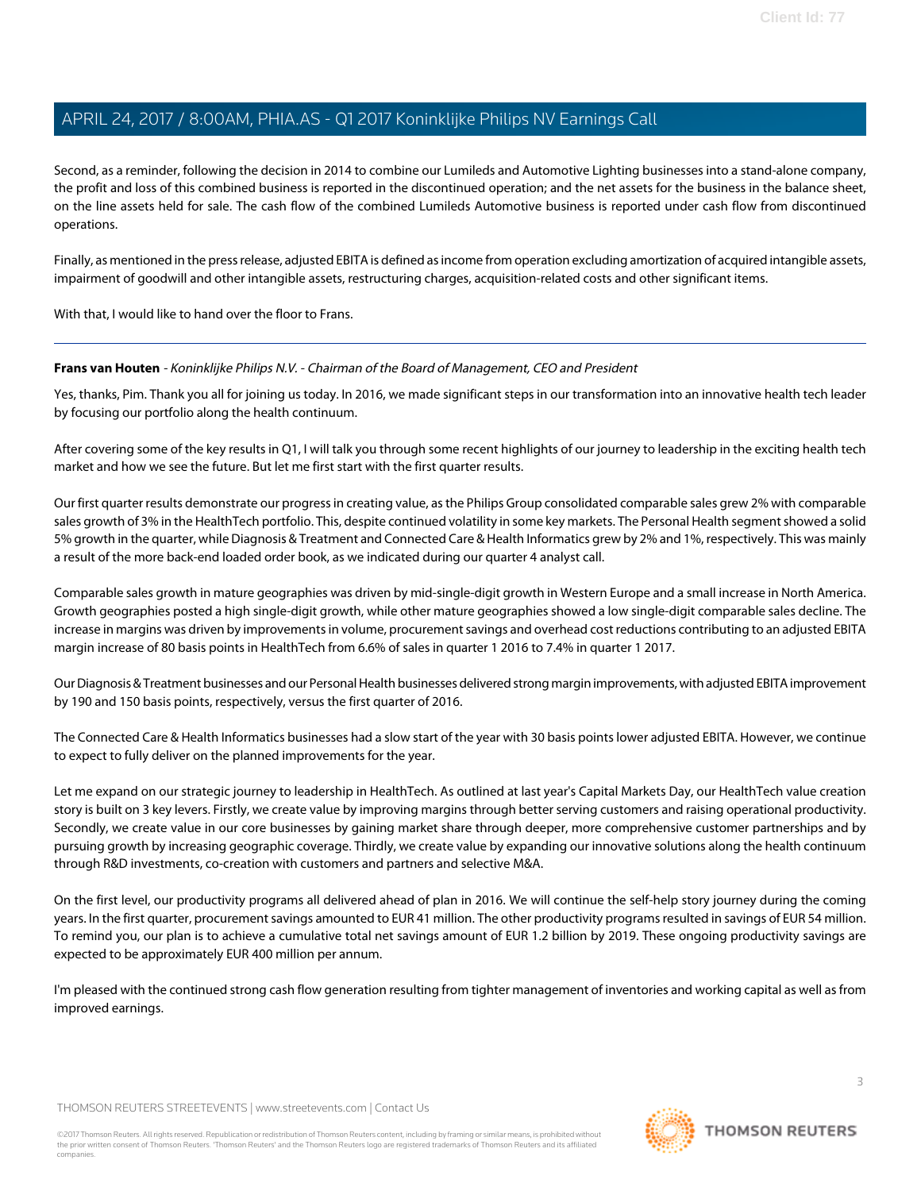Second, as a reminder, following the decision in 2014 to combine our Lumileds and Automotive Lighting businesses into a stand-alone company, the profit and loss of this combined business is reported in the discontinued operation; and the net assets for the business in the balance sheet, on the line assets held for sale. The cash flow of the combined Lumileds Automotive business is reported under cash flow from discontinued operations.

Finally, as mentioned in the press release, adjusted EBITA is defined as income from operation excluding amortization of acquired intangible assets, impairment of goodwill and other intangible assets, restructuring charges, acquisition-related costs and other significant items.

With that, I would like to hand over the floor to Frans.

---

**Frans van Houten** - *Koninklijke Philips N.V. - Chairman of the Board of Management, CEO and President*

Yes, thanks, Pim. Thank you all for joining us today. In 2016, we made significant steps in our transformation into an innovative health tech leader by focusing our portfolio along the health continuum.

After covering some of the key results in Q1, I will talk you through some recent highlights of our journey to leadership in the exciting health tech market and how we see the future. But let me first start with the first quarter results.

Our first quarter results demonstrate our progress in creating value, as the Philips Group consolidated comparable sales grew 2% with comparable sales growth of 3% in the HealthTech portfolio. This, despite continued volatility in some key markets. The Personal Health segment showed a solid 5% growth in the quarter, while Diagnosis & Treatment and Connected Care & Health Informatics grew by 2% and 1%, respectively. This was mainly a result of the more back-end loaded order book, as we indicated during our quarter 4 analyst call.

Comparable sales growth in mature geographies was driven by mid-single-digit growth in Western Europe and a small increase in North America. Growth geographies posted a high single-digit growth, while other mature geographies showed a low single-digit comparable sales decline. The increase in margins was driven by improvements in volume, procurement savings and overhead cost reductions contributing to an adjusted EBITA margin increase of 80 basis points in HealthTech from 6.6% of sales in quarter 1 2016 to 7.4% in quarter 1 2017.

Our Diagnosis & Treatment businesses and our Personal Health businesses delivered strong margin improvements, with adjusted EBITA improvement by 190 and 150 basis points, respectively, versus the first quarter of 2016.

The Connected Care & Health Informatics businesses had a slow start of the year with 30 basis points lower adjusted EBITA. However, we continue to expect to fully deliver on the planned improvements for the year.

Let me expand on our strategic journey to leadership in HealthTech. As outlined at last year's Capital Markets Day, our HealthTech value creation story is built on 3 key levers. Firstly, we create value by improving margins through better serving customers and raising operational productivity. Secondly, we create value in our core businesses by gaining market share through deeper, more comprehensive customer partnerships and by pursuing growth by increasing geographic coverage. Thirdly, we create value by expanding our innovative solutions along the health continuum through R&D investments, co-creation with customers and partners and selective M&A.

On the first level, our productivity programs all delivered ahead of plan in 2016. We will continue the self-help story journey during the coming years. In the first quarter, procurement savings amounted to EUR 41 million. The other productivity programs resulted in savings of EUR 54 million. To remind you, our plan is to achieve a cumulative total net savings amount of EUR 1.2 billion by 2019. These ongoing productivity savings are expected to be approximately EUR 400 million per annum.

I'm pleased with the continued strong cash flow generation resulting from tighter management of inventories and working capital as well as from improved earnings.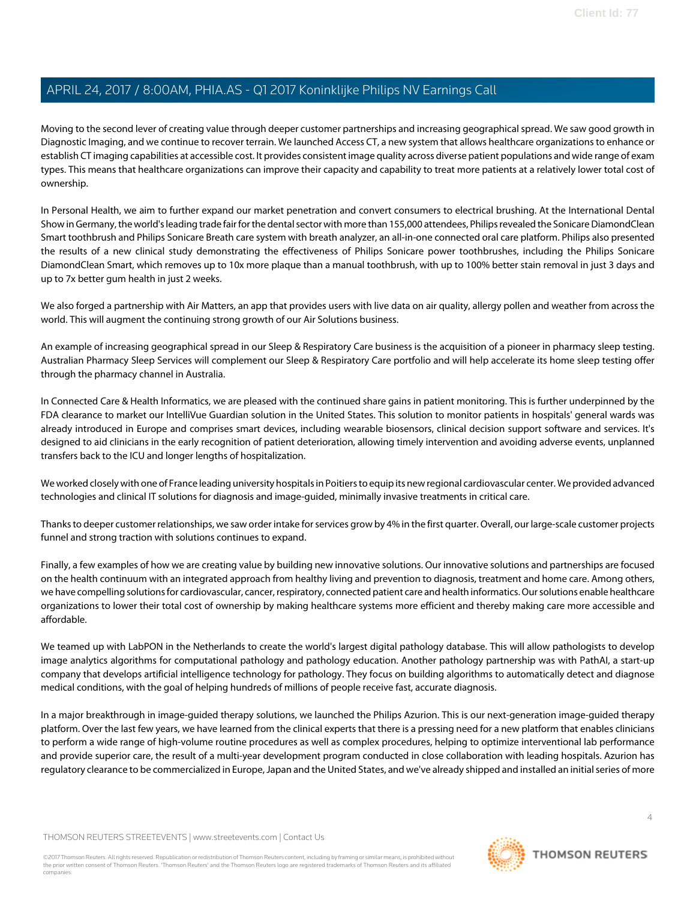Moving to the second lever of creating value through deeper customer partnerships and increasing geographical spread. We saw good growth in Diagnostic Imaging, and we continue to recover terrain. We launched Access CT, a new system that allows healthcare organizations to enhance or establish CT imaging capabilities at accessible cost. It provides consistent image quality across diverse patient populations and wide range of exam types. This means that healthcare organizations can improve their capacity and capability to treat more patients at a relatively lower total cost of ownership.

In Personal Health, we aim to further expand our market penetration and convert consumers to electrical brushing. At the International Dental Show in Germany, the world's leading trade fair for the dental sector with more than 155,000 attendees, Philips revealed the Sonicare DiamondClean Smart toothbrush and Philips Sonicare Breath care system with breath analyzer, an all-in-one connected oral care platform. Philips also presented the results of a new clinical study demonstrating the effectiveness of Philips Sonicare power toothbrushes, including the Philips Sonicare DiamondClean Smart, which removes up to 10x more plaque than a manual toothbrush, with up to 100% better stain removal in just 3 days and up to 7x better gum health in just 2 weeks.

We also forged a partnership with Air Matters, an app that provides users with live data on air quality, allergy pollen and weather from across the world. This will augment the continuing strong growth of our Air Solutions business.

An example of increasing geographical spread in our Sleep & Respiratory Care business is the acquisition of a pioneer in pharmacy sleep testing. Australian Pharmacy Sleep Services will complement our Sleep & Respiratory Care portfolio and will help accelerate its home sleep testing offer through the pharmacy channel in Australia.

In Connected Care & Health Informatics, we are pleased with the continued share gains in patient monitoring. This is further underpinned by the FDA clearance to market our IntelliVue Guardian solution in the United States. This solution to monitor patients in hospitals' general wards was already introduced in Europe and comprises smart devices, including wearable biosensors, clinical decision support software and services. It's designed to aid clinicians in the early recognition of patient deterioration, allowing timely intervention and avoiding adverse events, unplanned transfers back to the ICU and longer lengths of hospitalization.

We worked closely with one of France leading university hospitals in Poitiers to equip its new regional cardiovascular center. We provided advanced technologies and clinical IT solutions for diagnosis and image-guided, minimally invasive treatments in critical care.

Thanks to deeper customer relationships, we saw order intake for services grow by 4% in the first quarter. Overall, our large-scale customer projects funnel and strong traction with solutions continues to expand.

Finally, a few examples of how we are creating value by building new innovative solutions. Our innovative solutions and partnerships are focused on the health continuum with an integrated approach from healthy living and prevention to diagnosis, treatment and home care. Among others, we have compelling solutions for cardiovascular, cancer, respiratory, connected patient care and health informatics. Our solutions enable healthcare organizations to lower their total cost of ownership by making healthcare systems more efficient and thereby making care more accessible and affordable.

We teamed up with LabPON in the Netherlands to create the world's largest digital pathology database. This will allow pathologists to develop image analytics algorithms for computational pathology and pathology education. Another pathology partnership was with PathAI, a start-up company that develops artificial intelligence technology for pathology. They focus on building algorithms to automatically detect and diagnose medical conditions, with the goal of helping hundreds of millions of people receive fast, accurate diagnosis.

In a major breakthrough in image-guided therapy solutions, we launched the Philips Azurion. This is our next-generation image-guided therapy platform. Over the last few years, we have learned from the clinical experts that there is a pressing need for a new platform that enables clinicians to perform a wide range of high-volume routine procedures as well as complex procedures, helping to optimize interventional lab performance and provide superior care, the result of a multi-year development program conducted in close collaboration with leading hospitals. Azurion has regulatory clearance to be commercialized in Europe, Japan and the United States, and we've already shipped and installed an initial series of more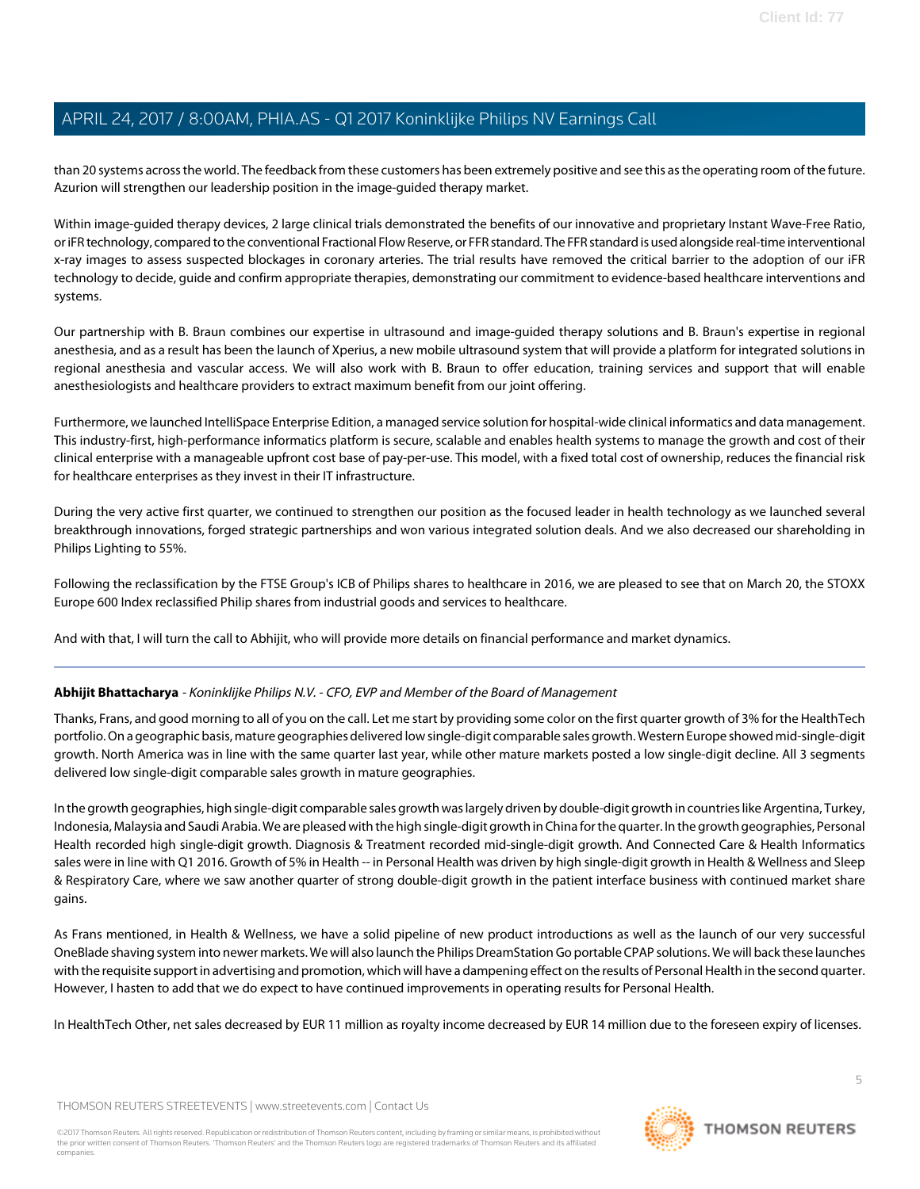than 20 systems across the world. The feedback from these customers has been extremely positive and see this as the operating room of the future. Azurion will strengthen our leadership position in the image-guided therapy market.

Within image-guided therapy devices, 2 large clinical trials demonstrated the benefits of our innovative and proprietary Instant Wave-Free Ratio, or iFR technology, compared to the conventional Fractional Flow Reserve, or FFR standard. The FFR standard is used alongside real-time interventional x-ray images to assess suspected blockages in coronary arteries. The trial results have removed the critical barrier to the adoption of our iFR technology to decide, guide and confirm appropriate therapies, demonstrating our commitment to evidence-based healthcare interventions and systems.

Our partnership with B. Braun combines our expertise in ultrasound and image-guided therapy solutions and B. Braun's expertise in regional anesthesia, and as a result has been the launch of Xperius, a new mobile ultrasound system that will provide a platform for integrated solutions in regional anesthesia and vascular access. We will also work with B. Braun to offer education, training services and support that will enable anesthesiologists and healthcare providers to extract maximum benefit from our joint offering.

Furthermore, we launched IntelliSpace Enterprise Edition, a managed service solution for hospital-wide clinical informatics and data management. This industry-first, high-performance informatics platform is secure, scalable and enables health systems to manage the growth and cost of their clinical enterprise with a manageable upfront cost base of pay-per-use. This model, with a fixed total cost of ownership, reduces the financial risk for healthcare enterprises as they invest in their IT infrastructure.

During the very active first quarter, we continued to strengthen our position as the focused leader in health technology as we launched several breakthrough innovations, forged strategic partnerships and won various integrated solution deals. And we also decreased our shareholding in Philips Lighting to 55%.

Following the reclassification by the FTSE Group's ICB of Philips shares to healthcare in 2016, we are pleased to see that on March 20, the STOXX Europe 600 Index reclassified Philip shares from industrial goods and services to healthcare.

And with that, I will turn the call to Abhijit, who will provide more details on financial performance and market dynamics.

---

**Abhijit Bhattacharya** - *Koninklijke Philips N.V. - CFO, EVP and Member of the Board of Management*

Thanks, Frans, and good morning to all of you on the call. Let me start by providing some color on the first quarter growth of 3% for the HealthTech portfolio. On a geographic basis, mature geographies delivered low single-digit comparable sales growth. Western Europe showed mid-single-digit growth. North America was in line with the same quarter last year, while other mature markets posted a low single-digit decline. All 3 segments delivered low single-digit comparable sales growth in mature geographies.

In the growth geographies, high single-digit comparable sales growth was largely driven by double-digit growth in countries like Argentina, Turkey, Indonesia, Malaysia and Saudi Arabia. We are pleased with the high single-digit growth in China for the quarter. In the growth geographies, Personal Health recorded high single-digit growth. Diagnosis & Treatment recorded mid-single-digit growth. And Connected Care & Health Informatics sales were in line with Q1 2016. Growth of 5% in Health -- in Personal Health was driven by high single-digit growth in Health & Wellness and Sleep & Respiratory Care, where we saw another quarter of strong double-digit growth in the patient interface business with continued market share gains.

As Frans mentioned, in Health & Wellness, we have a solid pipeline of new product introductions as well as the launch of our very successful OneBlade shaving system into newer markets. We will also launch the Philips DreamStation Go portable CPAP solutions. We will back these launches with the requisite support in advertising and promotion, which will have a dampening effect on the results of Personal Health in the second quarter. However, I hasten to add that we do expect to have continued improvements in operating results for Personal Health.

In HealthTech Other, net sales decreased by EUR 11 million as royalty income decreased by EUR 14 million due to the foreseen expiry of licenses.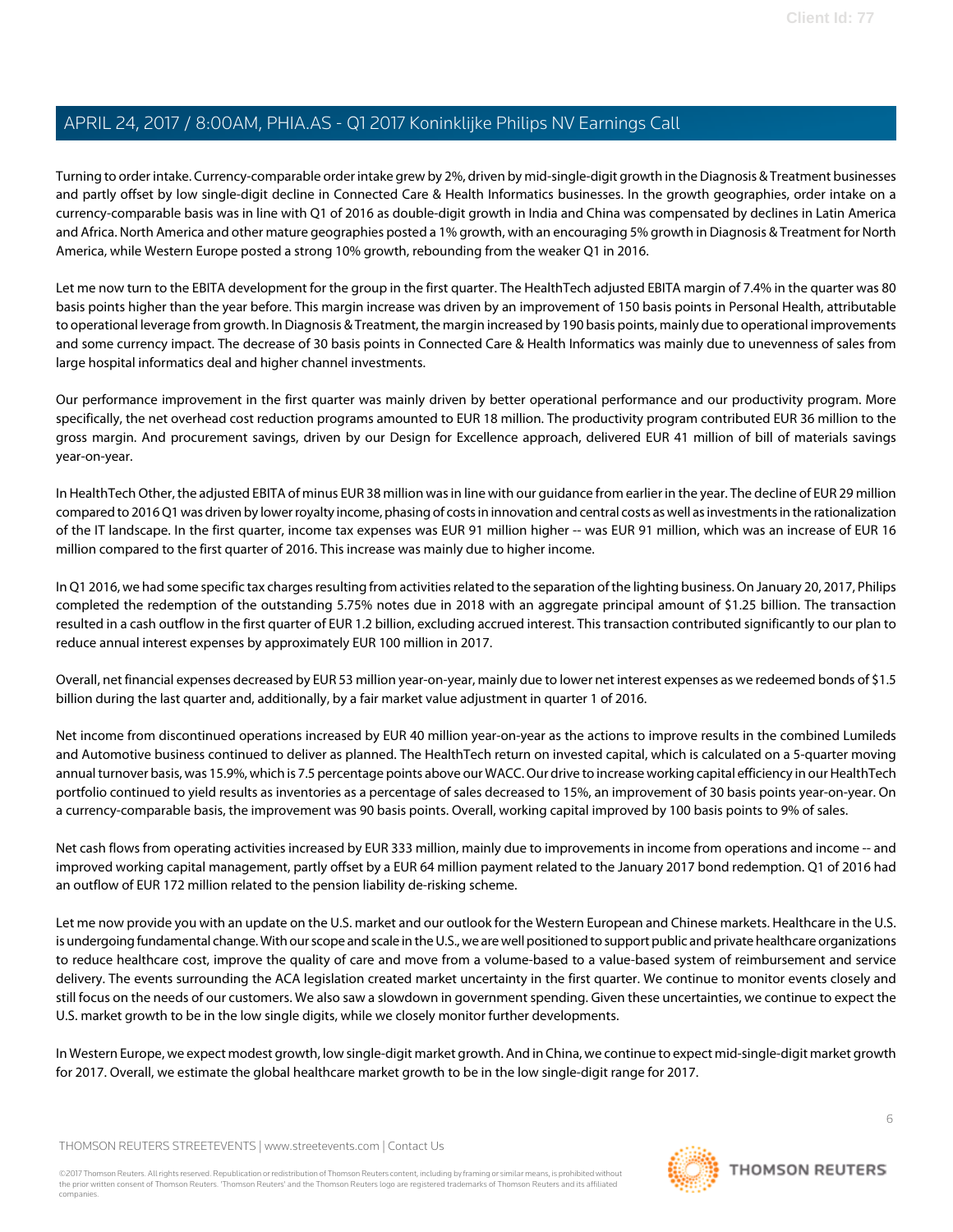Turning to order intake. Currency-comparable order intake grew by 2%, driven by mid-single-digit growth in the Diagnosis & Treatment businesses and partly offset by low single-digit decline in Connected Care & Health Informatics businesses. In the growth geographies, order intake on a currency-comparable basis was in line with Q1 of 2016 as double-digit growth in India and China was compensated by declines in Latin America and Africa. North America and other mature geographies posted a 1% growth, with an encouraging 5% growth in Diagnosis & Treatment for North America, while Western Europe posted a strong 10% growth, rebounding from the weaker Q1 in 2016.

Let me now turn to the EBITA development for the group in the first quarter. The HealthTech adjusted EBITA margin of 7.4% in the quarter was 80 basis points higher than the year before. This margin increase was driven by an improvement of 150 basis points in Personal Health, attributable to operational leverage from growth. In Diagnosis & Treatment, the margin increased by 190 basis points, mainly due to operational improvements and some currency impact. The decrease of 30 basis points in Connected Care & Health Informatics was mainly due to unevenness of sales from large hospital informatics deal and higher channel investments.

Our performance improvement in the first quarter was mainly driven by better operational performance and our productivity program. More specifically, the net overhead cost reduction programs amounted to EUR 18 million. The productivity program contributed EUR 36 million to the gross margin. And procurement savings, driven by our Design for Excellence approach, delivered EUR 41 million of bill of materials savings year-on-year.

In HealthTech Other, the adjusted EBITA of minus EUR 38 million was in line with our guidance from earlier in the year. The decline of EUR 29 million compared to 2016 Q1 was driven by lower royalty income, phasing of costs in innovation and central costs as well as investments in the rationalization of the IT landscape. In the first quarter, income tax expenses was EUR 91 million higher -- was EUR 91 million, which was an increase of EUR 16 million compared to the first quarter of 2016. This increase was mainly due to higher income.

In Q1 2016, we had some specific tax charges resulting from activities related to the separation of the lighting business. On January 20, 2017, Philips completed the redemption of the outstanding 5.75% notes due in 2018 with an aggregate principal amount of $1.25 billion. The transaction resulted in a cash outflow in the first quarter of EUR 1.2 billion, excluding accrued interest. This transaction contributed significantly to our plan to reduce annual interest expenses by approximately EUR 100 million in 2017.

Overall, net financial expenses decreased by EUR 53 million year-on-year, mainly due to lower net interest expenses as we redeemed bonds of $1.5 billion during the last quarter and, additionally, by a fair market value adjustment in quarter 1 of 2016.

Net income from discontinued operations increased by EUR 40 million year-on-year as the actions to improve results in the combined Lumileds and Automotive business continued to deliver as planned. The HealthTech return on invested capital, which is calculated on a 5-quarter moving annual turnover basis, was 15.9%, which is 7.5 percentage points above our WACC. Our drive to increase working capital efficiency in our HealthTech portfolio continued to yield results as inventories as a percentage of sales decreased to 15%, an improvement of 30 basis points year-on-year. On a currency-comparable basis, the improvement was 90 basis points. Overall, working capital improved by 100 basis points to 9% of sales.

Net cash flows from operating activities increased by EUR 333 million, mainly due to improvements in income from operations and income -- and improved working capital management, partly offset by a EUR 64 million payment related to the January 2017 bond redemption. Q1 of 2016 had an outflow of EUR 172 million related to the pension liability de-risking scheme.

Let me now provide you with an update on the U.S. market and our outlook for the Western European and Chinese markets. Healthcare in the U.S. is undergoing fundamental change. With our scope and scale in the U.S., we are well positioned to support public and private healthcare organizations to reduce healthcare cost, improve the quality of care and move from a volume-based to a value-based system of reimbursement and service delivery. The events surrounding the ACA legislation created market uncertainty in the first quarter. We continue to monitor events closely and still focus on the needs of our customers. We also saw a slowdown in government spending. Given these uncertainties, we continue to expect the U.S. market growth to be in the low single digits, while we closely monitor further developments.

In Western Europe, we expect modest growth, low single-digit market growth. And in China, we continue to expect mid-single-digit market growth for 2017. Overall, we estimate the global healthcare market growth to be in the low single-digit range for 2017.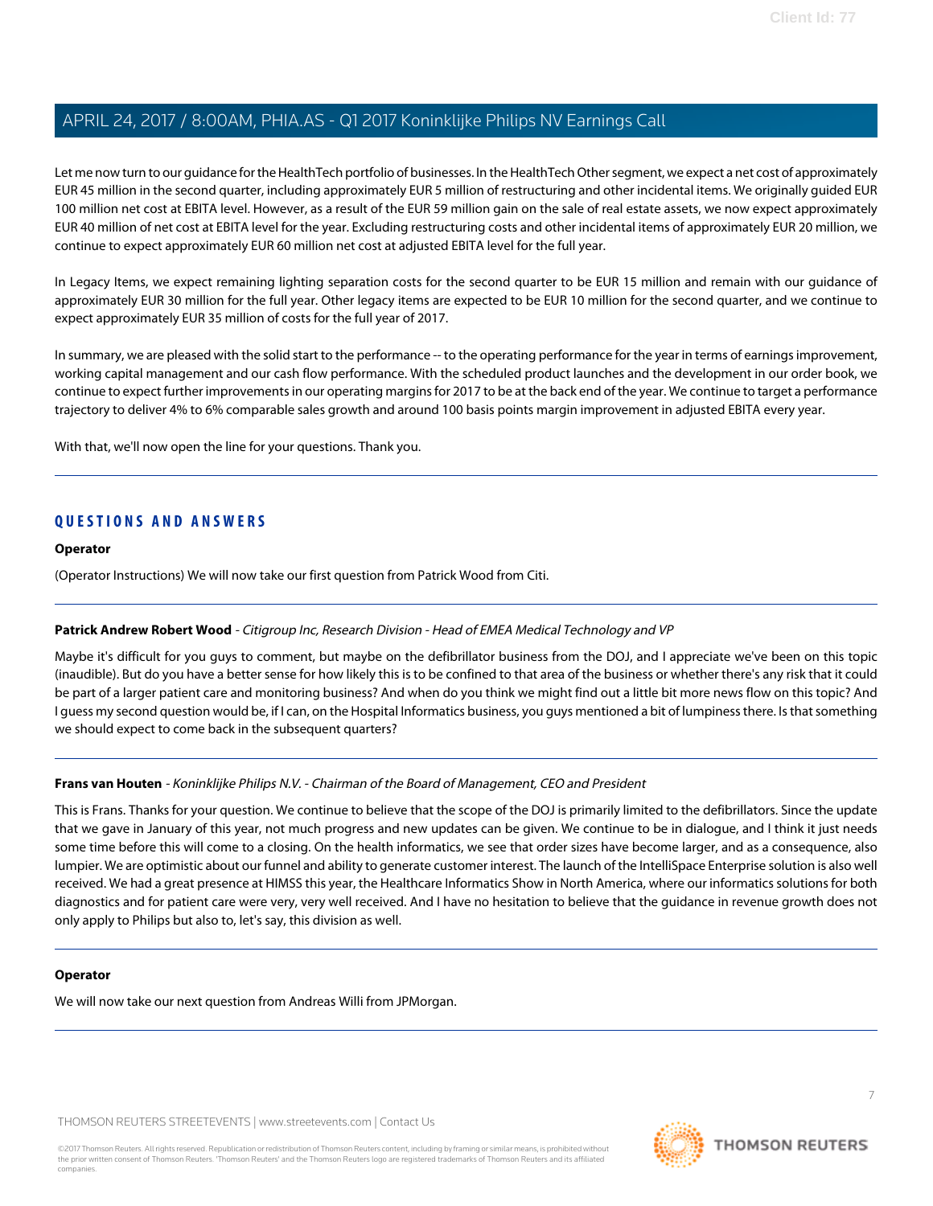Let me now turn to our guidance for the HealthTech portfolio of businesses. In the HealthTech Other segment, we expect a net cost of approximately EUR 45 million in the second quarter, including approximately EUR 5 million of restructuring and other incidental items. We originally guided EUR 100 million net cost at EBITA level. However, as a result of the EUR 59 million gain on the sale of real estate assets, we now expect approximately EUR 40 million of net cost at EBITA level for the year. Excluding restructuring costs and other incidental items of approximately EUR 20 million, we continue to expect approximately EUR 60 million net cost at adjusted EBITA level for the full year.

In Legacy Items, we expect remaining lighting separation costs for the second quarter to be EUR 15 million and remain with our guidance of approximately EUR 30 million for the full year. Other legacy items are expected to be EUR 10 million for the second quarter, and we continue to expect approximately EUR 35 million of costs for the full year of 2017.

In summary, we are pleased with the solid start to the performance -- to the operating performance for the year in terms of earnings improvement, working capital management and our cash flow performance. With the scheduled product launches and the development in our order book, we continue to expect further improvements in our operating margins for 2017 to be at the back end of the year. We continue to target a performance trajectory to deliver 4% to 6% comparable sales growth and around 100 basis points margin improvement in adjusted EBITA every year.

With that, we'll now open the line for your questions. Thank you.

## QUESTIONS AND ANSWERS

**Operator**

(Operator Instructions) We will now take our first question from Patrick Wood from Citi.

**Patrick Andrew Robert Wood** - *Citigroup Inc, Research Division - Head of EMEA Medical Technology and VP*

Maybe it's difficult for you guys to comment, but maybe on the defibrillator business from the DOJ, and I appreciate we've been on this topic (inaudible). But do you have a better sense for how likely this is to be confined to that area of the business or whether there's any risk that it could be part of a larger patient care and monitoring business? And when do you think we might find out a little bit more news flow on this topic? And I guess my second question would be, if I can, on the Hospital Informatics business, you guys mentioned a bit of lumpiness there. Is that something we should expect to come back in the subsequent quarters?

**Frans van Houten** - *Koninklijke Philips N.V. - Chairman of the Board of Management, CEO and President*

This is Frans. Thanks for your question. We continue to believe that the scope of the DOJ is primarily limited to the defibrillators. Since the update that we gave in January of this year, not much progress and new updates can be given. We continue to be in dialogue, and I think it just needs some time before this will come to a closing. On the health informatics, we see that order sizes have become larger, and as a consequence, also lumpier. We are optimistic about our funnel and ability to generate customer interest. The launch of the IntelliSpace Enterprise solution is also well received. We had a great presence at HIMSS this year, the Healthcare Informatics Show in North America, where our informatics solutions for both diagnostics and for patient care were very, very well received. And I have no hesitation to believe that the guidance in revenue growth does not only apply to Philips but also to, let's say, this division as well.

**Operator**

We will now take our next question from Andreas Willi from JPMorgan.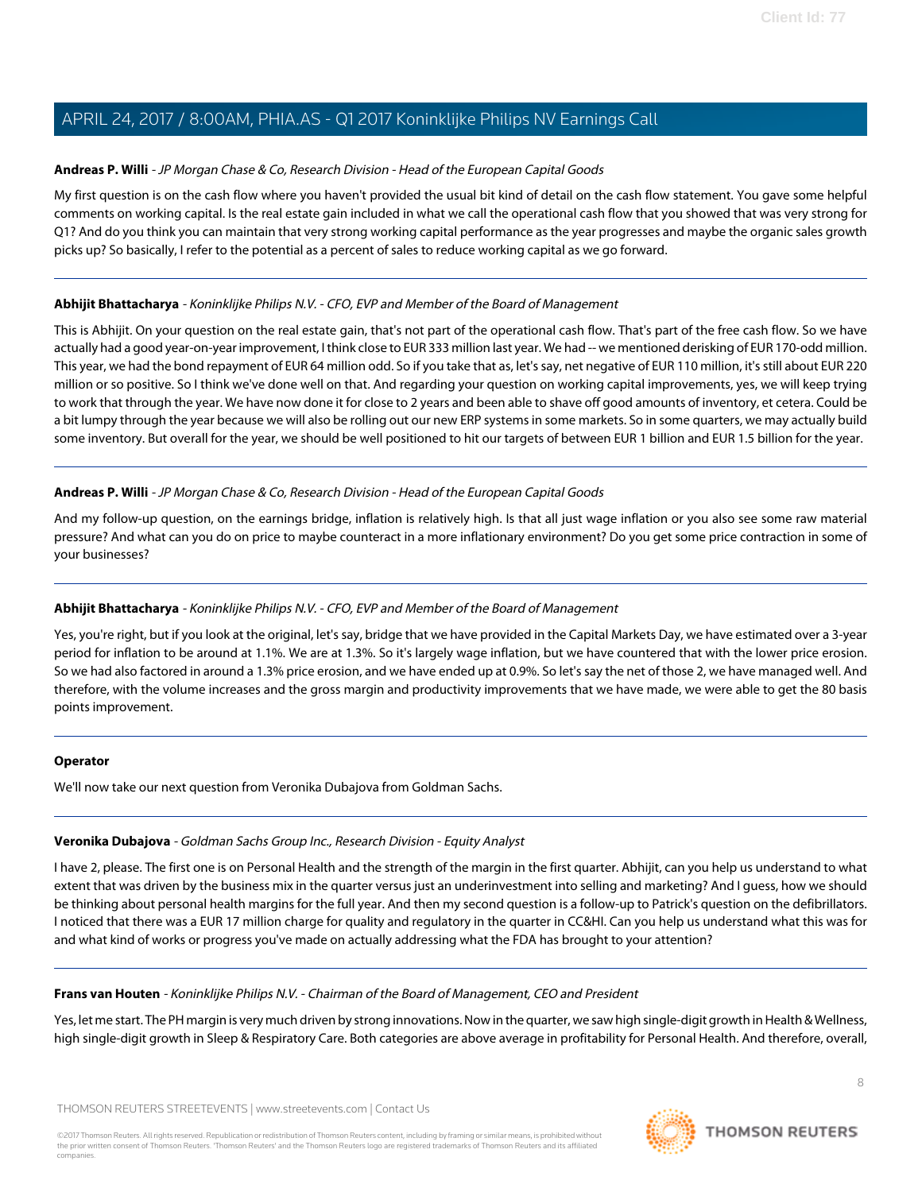**Andreas P. Willi** - *JP Morgan Chase & Co, Research Division - Head of the European Capital Goods*

My first question is on the cash flow where you haven't provided the usual bit kind of detail on the cash flow statement. You gave some helpful comments on working capital. Is the real estate gain included in what we call the operational cash flow that you showed that was very strong for Q1? And do you think you can maintain that very strong working capital performance as the year progresses and maybe the organic sales growth picks up? So basically, I refer to the potential as a percent of sales to reduce working capital as we go forward.

---

**Abhijit Bhattacharya** - *Koninklijke Philips N.V. - CFO, EVP and Member of the Board of Management*

This is Abhijit. On your question on the real estate gain, that's not part of the operational cash flow. That's part of the free cash flow. So we have actually had a good year-on-year improvement, I think close to EUR 333 million last year. We had -- we mentioned derisking of EUR 170-odd million. This year, we had the bond repayment of EUR 64 million odd. So if you take that as, let's say, net negative of EUR 110 million, it's still about EUR 220 million or so positive. So I think we've done well on that. And regarding your question on working capital improvements, yes, we will keep trying to work that through the year. We have now done it for close to 2 years and been able to shave off good amounts of inventory, et cetera. Could be a bit lumpy through the year because we will also be rolling out our new ERP systems in some markets. So in some quarters, we may actually build some inventory. But overall for the year, we should be well positioned to hit our targets of between EUR 1 billion and EUR 1.5 billion for the year.

---

**Andreas P. Willi** - *JP Morgan Chase & Co, Research Division - Head of the European Capital Goods*

And my follow-up question, on the earnings bridge, inflation is relatively high. Is that all just wage inflation or you also see some raw material pressure? And what can you do on price to maybe counteract in a more inflationary environment? Do you get some price contraction in some of your businesses?

---

**Abhijit Bhattacharya** - *Koninklijke Philips N.V. - CFO, EVP and Member of the Board of Management*

Yes, you're right, but if you look at the original, let's say, bridge that we have provided in the Capital Markets Day, we have estimated over a 3-year period for inflation to be around at 1.1%. We are at 1.3%. So it's largely wage inflation, but we have countered that with the lower price erosion. So we had also factored in around a 1.3% price erosion, and we have ended up at 0.9%. So let's say the net of those 2, we have managed well. And therefore, with the volume increases and the gross margin and productivity improvements that we have made, we were able to get the 80 basis points improvement.

---

**Operator**

We'll now take our next question from Veronika Dubajova from Goldman Sachs.

---

**Veronika Dubajova** - *Goldman Sachs Group Inc., Research Division - Equity Analyst*

I have 2, please. The first one is on Personal Health and the strength of the margin in the first quarter. Abhijit, can you help us understand to what extent that was driven by the business mix in the quarter versus just an underinvestment into selling and marketing? And I guess, how we should be thinking about personal health margins for the full year. And then my second question is a follow-up to Patrick's question on the defibrillators. I noticed that there was a EUR 17 million charge for quality and regulatory in the quarter in CC&HI. Can you help us understand what this was for and what kind of works or progress you've made on actually addressing what the FDA has brought to your attention?

---

**Frans van Houten** - *Koninklijke Philips N.V. - Chairman of the Board of Management, CEO and President*

Yes, let me start. The PH margin is very much driven by strong innovations. Now in the quarter, we saw high single-digit growth in Health & Wellness, high single-digit growth in Sleep & Respiratory Care. Both categories are above average in profitability for Personal Health. And therefore, overall,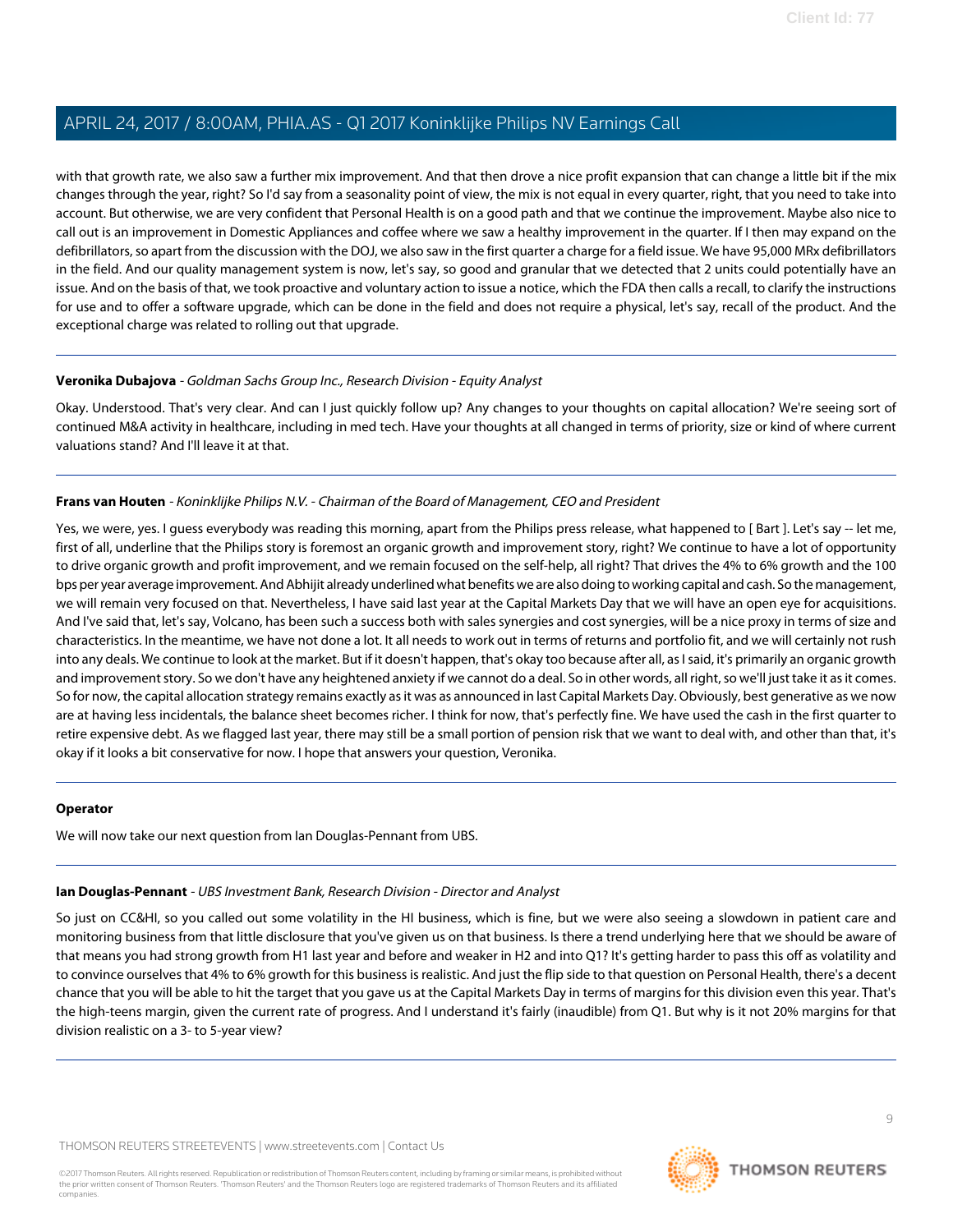with that growth rate, we also saw a further mix improvement. And that then drove a nice profit expansion that can change a little bit if the mix changes through the year, right? So I'd say from a seasonality point of view, the mix is not equal in every quarter, right, that you need to take into account. But otherwise, we are very confident that Personal Health is on a good path and that we continue the improvement. Maybe also nice to call out is an improvement in Domestic Appliances and coffee where we saw a healthy improvement in the quarter. If I then may expand on the defibrillators, so apart from the discussion with the DOJ, we also saw in the first quarter a charge for a field issue. We have 95,000 MRx defibrillators in the field. And our quality management system is now, let's say, so good and granular that we detected that 2 units could potentially have an issue. And on the basis of that, we took proactive and voluntary action to issue a notice, which the FDA then calls a recall, to clarify the instructions for use and to offer a software upgrade, which can be done in the field and does not require a physical, let's say, recall of the product. And the exceptional charge was related to rolling out that upgrade.

---

**Veronika Dubajova** - *Goldman Sachs Group Inc., Research Division - Equity Analyst*

Okay. Understood. That's very clear. And can I just quickly follow up? Any changes to your thoughts on capital allocation? We're seeing sort of continued M&A activity in healthcare, including in med tech. Have your thoughts at all changed in terms of priority, size or kind of where current valuations stand? And I'll leave it at that.

---

**Frans van Houten** - *Koninklijke Philips N.V. - Chairman of the Board of Management, CEO and President*

Yes, we were, yes. I guess everybody was reading this morning, apart from the Philips press release, what happened to [ Bart ]. Let's say -- let me, first of all, underline that the Philips story is foremost an organic growth and improvement story, right? We continue to have a lot of opportunity to drive organic growth and profit improvement, and we remain focused on the self-help, all right? That drives the 4% to 6% growth and the 100 bps per year average improvement. And Abhijit already underlined what benefits we are also doing to working capital and cash. So the management, we will remain very focused on that. Nevertheless, I have said last year at the Capital Markets Day that we will have an open eye for acquisitions. And I've said that, let's say, Volcano, has been such a success both with sales synergies and cost synergies, will be a nice proxy in terms of size and characteristics. In the meantime, we have not done a lot. It all needs to work out in terms of returns and portfolio fit, and we will certainly not rush into any deals. We continue to look at the market. But if it doesn't happen, that's okay too because after all, as I said, it's primarily an organic growth and improvement story. So we don't have any heightened anxiety if we cannot do a deal. So in other words, all right, so we'll just take it as it comes. So for now, the capital allocation strategy remains exactly as it was as announced in last Capital Markets Day. Obviously, best generative as we now are at having less incidentals, the balance sheet becomes richer. I think for now, that's perfectly fine. We have used the cash in the first quarter to retire expensive debt. As we flagged last year, there may still be a small portion of pension risk that we want to deal with, and other than that, it's okay if it looks a bit conservative for now. I hope that answers your question, Veronika.

---

**Operator**

We will now take our next question from Ian Douglas-Pennant from UBS.

---

**Ian Douglas-Pennant** - *UBS Investment Bank, Research Division - Director and Analyst*

So just on CC&HI, so you called out some volatility in the HI business, which is fine, but we were also seeing a slowdown in patient care and monitoring business from that little disclosure that you've given us on that business. Is there a trend underlying here that we should be aware of that means you had strong growth from H1 last year and before and weaker in H2 and into Q1? It's getting harder to pass this off as volatility and to convince ourselves that 4% to 6% growth for this business is realistic. And just the flip side to that question on Personal Health, there's a decent chance that you will be able to hit the target that you gave us at the Capital Markets Day in terms of margins for this division even this year. That's the high-teens margin, given the current rate of progress. And I understand it's fairly (inaudible) from Q1. But why is it not 20% margins for that division realistic on a 3- to 5-year view?

---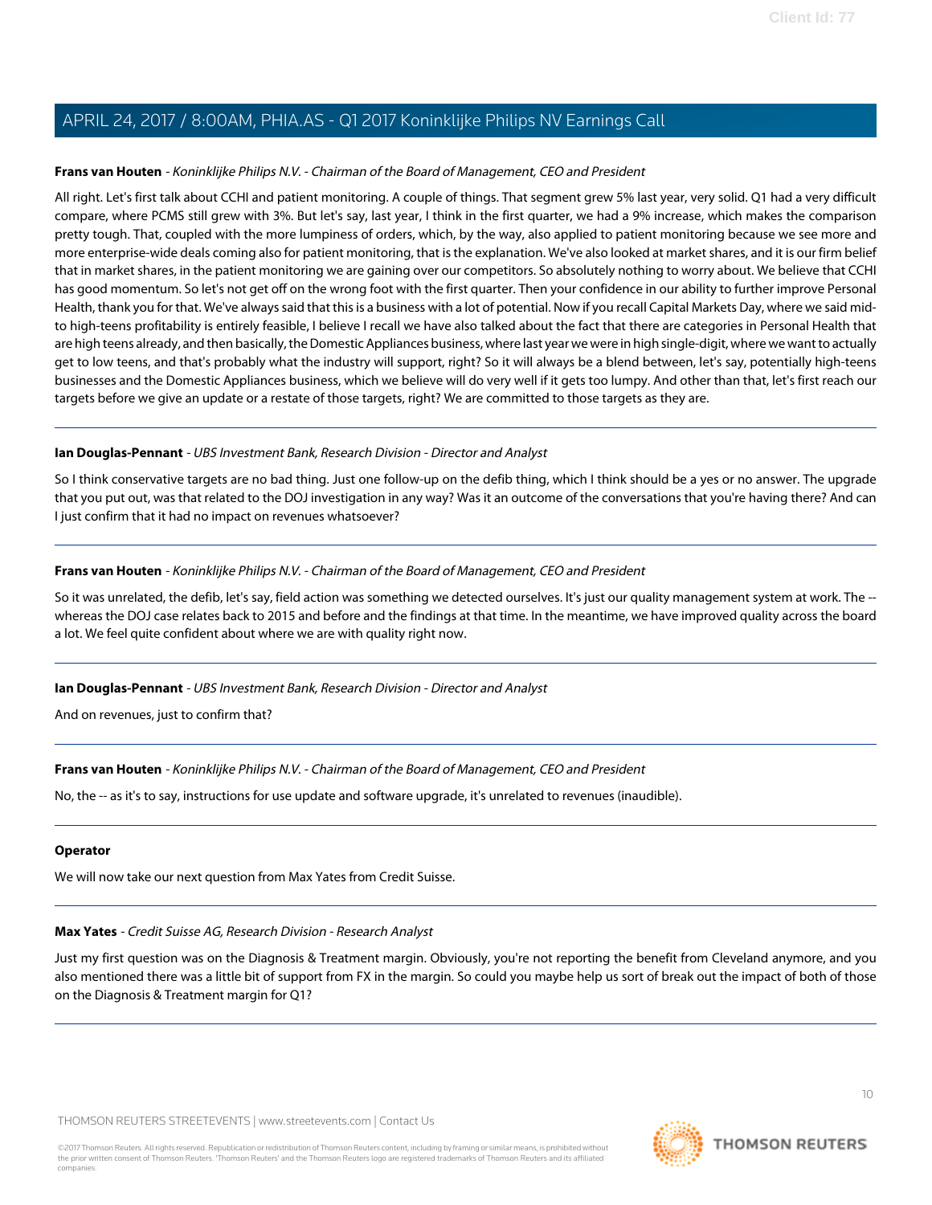**Frans van Houten** - *Koninklijke Philips N.V. - Chairman of the Board of Management, CEO and President*

All right. Let's first talk about CCHI and patient monitoring. A couple of things. That segment grew 5% last year, very solid. Q1 had a very difficult compare, where PCMS still grew with 3%. But let's say, last year, I think in the first quarter, we had a 9% increase, which makes the comparison pretty tough. That, coupled with the more lumpiness of orders, which, by the way, also applied to patient monitoring because we see more and more enterprise-wide deals coming also for patient monitoring, that is the explanation. We've also looked at market shares, and it is our firm belief that in market shares, in the patient monitoring we are gaining over our competitors. So absolutely nothing to worry about. We believe that CCHI has good momentum. So let's not get off on the wrong foot with the first quarter. Then your confidence in our ability to further improve Personal Health, thank you for that. We've always said that this is a business with a lot of potential. Now if you recall Capital Markets Day, where we said mid- to high-teens profitability is entirely feasible, I believe I recall we have also talked about the fact that there are categories in Personal Health that are high teens already, and then basically, the Domestic Appliances business, where last year we were in high single-digit, where we want to actually get to low teens, and that's probably what the industry will support, right? So it will always be a blend between, let's say, potentially high-teens businesses and the Domestic Appliances business, which we believe will do very well if it gets too lumpy. And other than that, let's first reach our targets before we give an update or a restate of those targets, right? We are committed to those targets as they are.

---

**Ian Douglas-Pennant** - *UBS Investment Bank, Research Division - Director and Analyst*

So I think conservative targets are no bad thing. Just one follow-up on the defib thing, which I think should be a yes or no answer. The upgrade that you put out, was that related to the DOJ investigation in any way? Was it an outcome of the conversations that you're having there? And can I just confirm that it had no impact on revenues whatsoever?

---

**Frans van Houten** - *Koninklijke Philips N.V. - Chairman of the Board of Management, CEO and President*

So it was unrelated, the defib, let's say, field action was something we detected ourselves. It's just our quality management system at work. The -- whereas the DOJ case relates back to 2015 and before and the findings at that time. In the meantime, we have improved quality across the board a lot. We feel quite confident about where we are with quality right now.

---

**Ian Douglas-Pennant** - *UBS Investment Bank, Research Division - Director and Analyst*

And on revenues, just to confirm that?

---

**Frans van Houten** - *Koninklijke Philips N.V. - Chairman of the Board of Management, CEO and President*

No, the -- as it's to say, instructions for use update and software upgrade, it's unrelated to revenues (inaudible).

---

**Operator**

We will now take our next question from Max Yates from Credit Suisse.

---

**Max Yates** - *Credit Suisse AG, Research Division - Research Analyst*

Just my first question was on the Diagnosis & Treatment margin. Obviously, you're not reporting the benefit from Cleveland anymore, and you also mentioned there was a little bit of support from FX in the margin. So could you maybe help us sort of break out the impact of both of those on the Diagnosis & Treatment margin for Q1?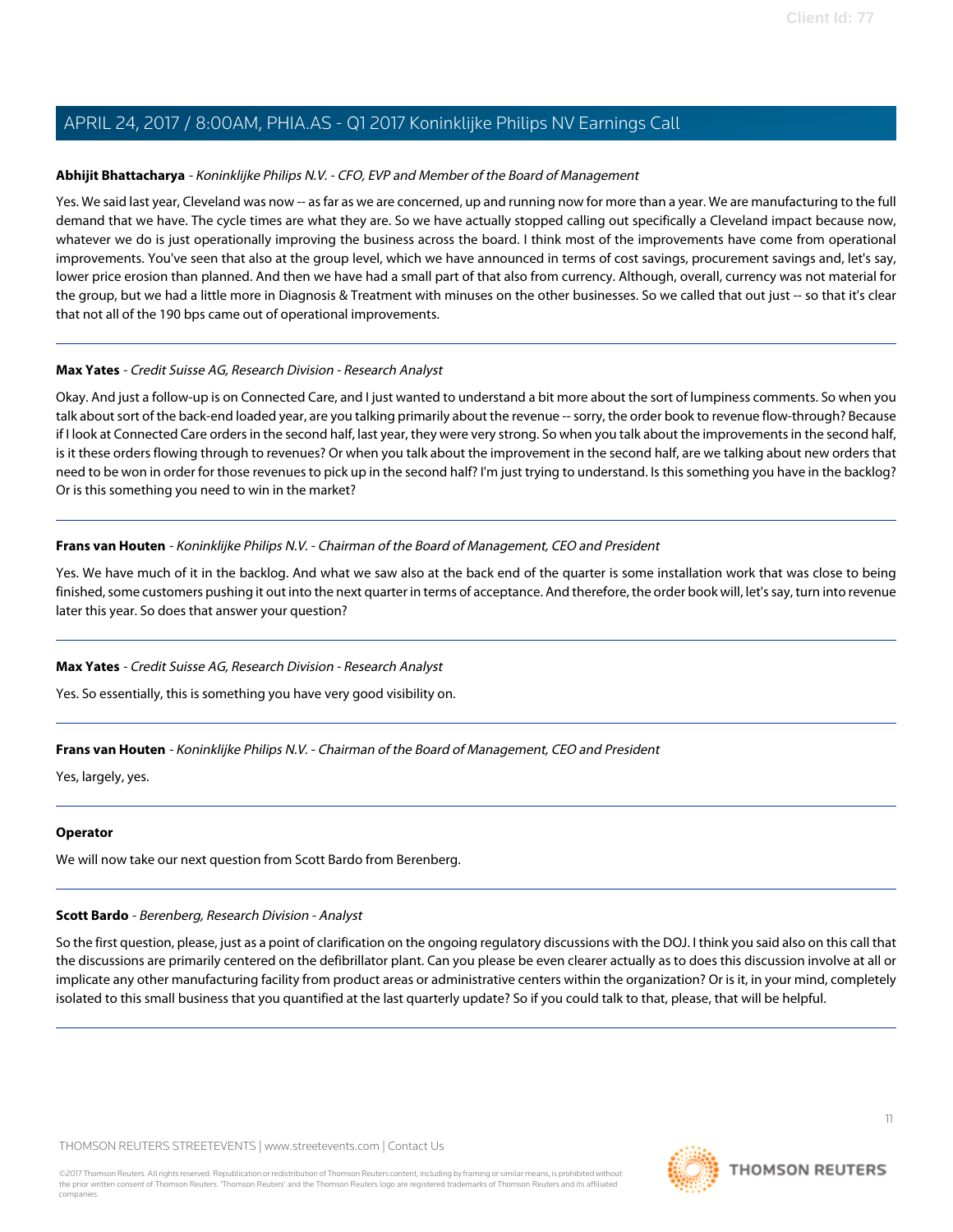**Abhijit Bhattacharya** - *Koninklijke Philips N.V. - CFO, EVP and Member of the Board of Management*

Yes. We said last year, Cleveland was now -- as far as we are concerned, up and running now for more than a year. We are manufacturing to the full demand that we have. The cycle times are what they are. So we have actually stopped calling out specifically a Cleveland impact because now, whatever we do is just operationally improving the business across the board. I think most of the improvements have come from operational improvements. You've seen that also at the group level, which we have announced in terms of cost savings, procurement savings and, let's say, lower price erosion than planned. And then we have had a small part of that also from currency. Although, overall, currency was not material for the group, but we had a little more in Diagnosis & Treatment with minuses on the other businesses. So we called that out just -- so that it's clear that not all of the 190 bps came out of operational improvements.

---

**Max Yates** - *Credit Suisse AG, Research Division - Research Analyst*

Okay. And just a follow-up is on Connected Care, and I just wanted to understand a bit more about the sort of lumpiness comments. So when you talk about sort of the back-end loaded year, are you talking primarily about the revenue -- sorry, the order book to revenue flow-through? Because if I look at Connected Care orders in the second half, last year, they were very strong. So when you talk about the improvements in the second half, is it these orders flowing through to revenues? Or when you talk about the improvement in the second half, are we talking about new orders that need to be won in order for those revenues to pick up in the second half? I'm just trying to understand. Is this something you have in the backlog? Or is this something you need to win in the market?

---

**Frans van Houten** - *Koninklijke Philips N.V. - Chairman of the Board of Management, CEO and President*

Yes. We have much of it in the backlog. And what we saw also at the back end of the quarter is some installation work that was close to being finished, some customers pushing it out into the next quarter in terms of acceptance. And therefore, the order book will, let's say, turn into revenue later this year. So does that answer your question?

---

**Max Yates** - *Credit Suisse AG, Research Division - Research Analyst*

Yes. So essentially, this is something you have very good visibility on.

---

**Frans van Houten** - *Koninklijke Philips N.V. - Chairman of the Board of Management, CEO and President*

Yes, largely, yes.

---

**Operator**

We will now take our next question from Scott Bardo from Berenberg.

---

**Scott Bardo** - *Berenberg, Research Division - Analyst*

So the first question, please, just as a point of clarification on the ongoing regulatory discussions with the DOJ. I think you said also on this call that the discussions are primarily centered on the defibrillator plant. Can you please be even clearer actually as to does this discussion involve at all or implicate any other manufacturing facility from product areas or administrative centers within the organization? Or is it, in your mind, completely isolated to this small business that you quantified at the last quarterly update? So if you could talk to that, please, that will be helpful.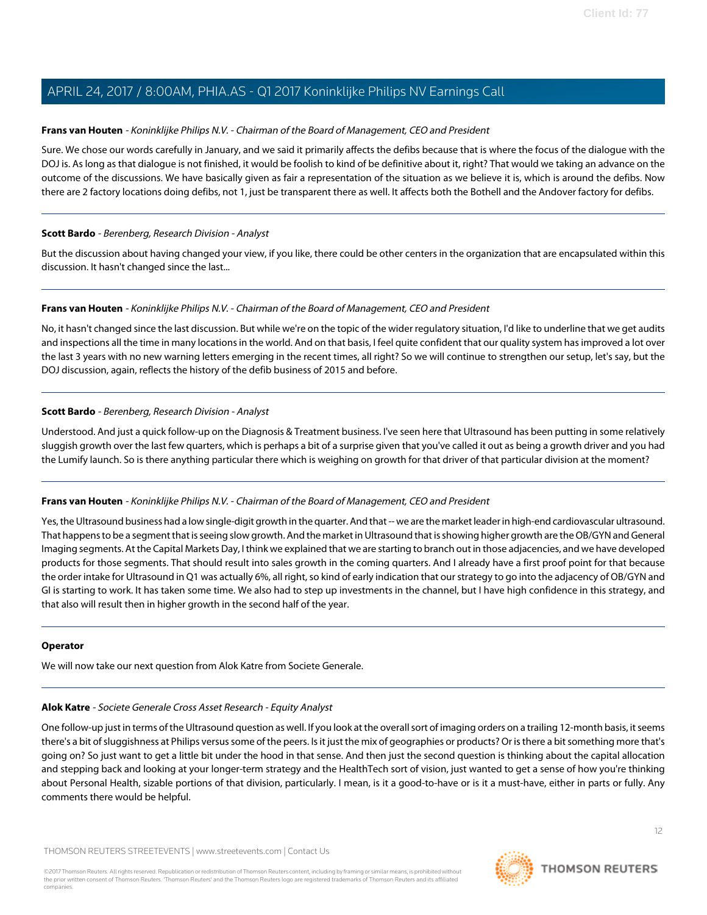**Frans van Houten** - *Koninklijke Philips N.V. - Chairman of the Board of Management, CEO and President*

Sure. We chose our words carefully in January, and we said it primarily affects the defibs because that is where the focus of the dialogue with the DOJ is. As long as that dialogue is not finished, it would be foolish to kind of be definitive about it, right? That would we taking an advance on the outcome of the discussions. We have basically given as fair a representation of the situation as we believe it is, which is around the defibs. Now there are 2 factory locations doing defibs, not 1, just be transparent there as well. It affects both the Bothell and the Andover factory for defibs.

---

**Scott Bardo** - *Berenberg, Research Division - Analyst*

But the discussion about having changed your view, if you like, there could be other centers in the organization that are encapsulated within this discussion. It hasn't changed since the last...

---

**Frans van Houten** - *Koninklijke Philips N.V. - Chairman of the Board of Management, CEO and President*

No, it hasn't changed since the last discussion. But while we're on the topic of the wider regulatory situation, I'd like to underline that we get audits and inspections all the time in many locations in the world. And on that basis, I feel quite confident that our quality system has improved a lot over the last 3 years with no new warning letters emerging in the recent times, all right? So we will continue to strengthen our setup, let's say, but the DOJ discussion, again, reflects the history of the defib business of 2015 and before.

---

**Scott Bardo** - *Berenberg, Research Division - Analyst*

Understood. And just a quick follow-up on the Diagnosis & Treatment business. I've seen here that Ultrasound has been putting in some relatively sluggish growth over the last few quarters, which is perhaps a bit of a surprise given that you've called it out as being a growth driver and you had the Lumify launch. So is there anything particular there which is weighing on growth for that driver of that particular division at the moment?

---

**Frans van Houten** - *Koninklijke Philips N.V. - Chairman of the Board of Management, CEO and President*

Yes, the Ultrasound business had a low single-digit growth in the quarter. And that -- we are the market leader in high-end cardiovascular ultrasound. That happens to be a segment that is seeing slow growth. And the market in Ultrasound that is showing higher growth are the OB/GYN and General Imaging segments. At the Capital Markets Day, I think we explained that we are starting to branch out in those adjacencies, and we have developed products for those segments. That should result into sales growth in the coming quarters. And I already have a first proof point for that because the order intake for Ultrasound in Q1 was actually 6%, all right, so kind of early indication that our strategy to go into the adjacency of OB/GYN and GI is starting to work. It has taken some time. We also had to step up investments in the channel, but I have high confidence in this strategy, and that also will result then in higher growth in the second half of the year.

---

**Operator**

We will now take our next question from Alok Katre from Societe Generale.

---

**Alok Katre** - *Societe Generale Cross Asset Research - Equity Analyst*

One follow-up just in terms of the Ultrasound question as well. If you look at the overall sort of imaging orders on a trailing 12-month basis, it seems there's a bit of sluggishness at Philips versus some of the peers. Is it just the mix of geographies or products? Or is there a bit something more that's going on? So just want to get a little bit under the hood in that sense. And then just the second question is thinking about the capital allocation and stepping back and looking at your longer-term strategy and the HealthTech sort of vision, just wanted to get a sense of how you're thinking about Personal Health, sizable portions of that division, particularly. I mean, is it a good-to-have or is it a must-have, either in parts or fully. Any comments there would be helpful.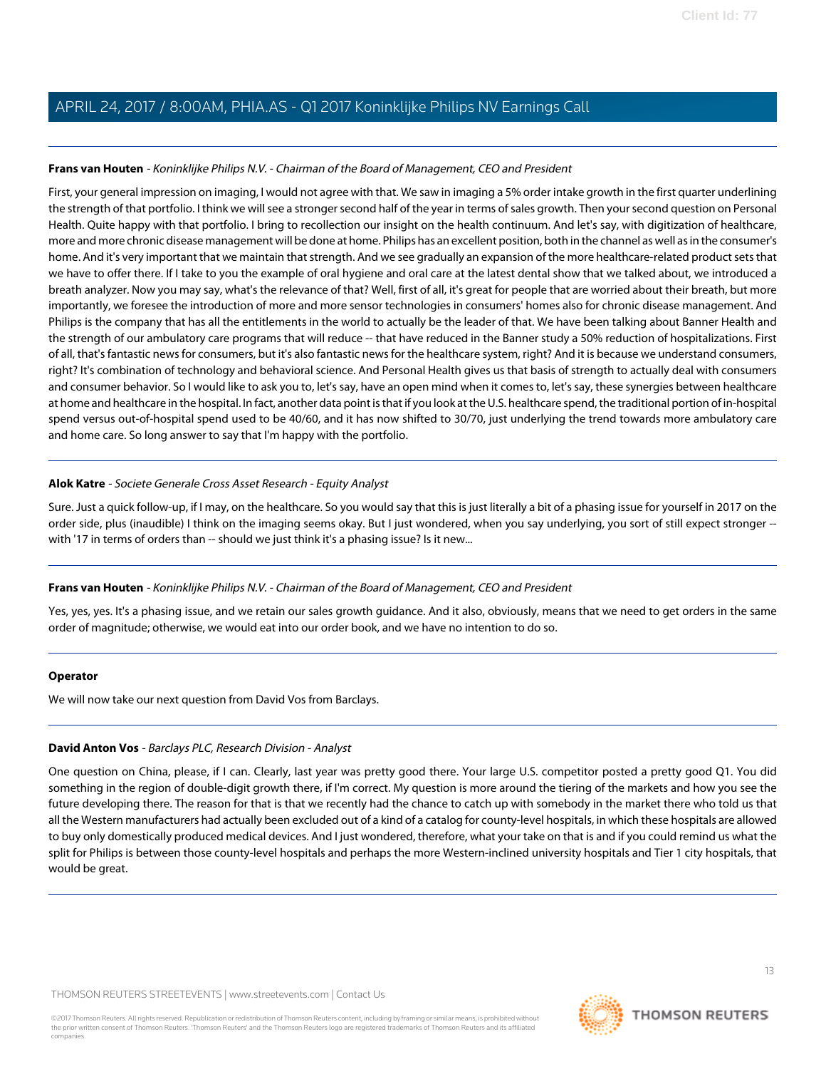**Frans van Houten** - *Koninklijke Philips N.V. - Chairman of the Board of Management, CEO and President*

First, your general impression on imaging, I would not agree with that. We saw in imaging a 5% order intake growth in the first quarter underlining the strength of that portfolio. I think we will see a stronger second half of the year in terms of sales growth. Then your second question on Personal Health. Quite happy with that portfolio. I bring to recollection our insight on the health continuum. And let's say, with digitization of healthcare, more and more chronic disease management will be done at home. Philips has an excellent position, both in the channel as well as in the consumer's home. And it's very important that we maintain that strength. And we see gradually an expansion of the more healthcare-related product sets that we have to offer there. If I take to you the example of oral hygiene and oral care at the latest dental show that we talked about, we introduced a breath analyzer. Now you may say, what's the relevance of that? Well, first of all, it's great for people that are worried about their breath, but more importantly, we foresee the introduction of more and more sensor technologies in consumers' homes also for chronic disease management. And Philips is the company that has all the entitlements in the world to actually be the leader of that. We have been talking about Banner Health and the strength of our ambulatory care programs that will reduce -- that have reduced in the Banner study a 50% reduction of hospitalizations. First of all, that's fantastic news for consumers, but it's also fantastic news for the healthcare system, right? And it is because we understand consumers, right? It's combination of technology and behavioral science. And Personal Health gives us that basis of strength to actually deal with consumers and consumer behavior. So I would like to ask you to, let's say, have an open mind when it comes to, let's say, these synergies between healthcare at home and healthcare in the hospital. In fact, another data point is that if you look at the U.S. healthcare spend, the traditional portion of in-hospital spend versus out-of-hospital spend used to be 40/60, and it has now shifted to 30/70, just underlying the trend towards more ambulatory care and home care. So long answer to say that I'm happy with the portfolio.

---

**Alok Katre** - *Societe Generale Cross Asset Research - Equity Analyst*

Sure. Just a quick follow-up, if I may, on the healthcare. So you would say that this is just literally a bit of a phasing issue for yourself in 2017 on the order side, plus (inaudible) I think on the imaging seems okay. But I just wondered, when you say underlying, you sort of still expect stronger -- with '17 in terms of orders than -- should we just think it's a phasing issue? Is it new...

---

**Frans van Houten** - *Koninklijke Philips N.V. - Chairman of the Board of Management, CEO and President*

Yes, yes, yes. It's a phasing issue, and we retain our sales growth guidance. And it also, obviously, means that we need to get orders in the same order of magnitude; otherwise, we would eat into our order book, and we have no intention to do so.

---

**Operator**

We will now take our next question from David Vos from Barclays.

---

**David Anton Vos** - *Barclays PLC, Research Division - Analyst*

One question on China, please, if I can. Clearly, last year was pretty good there. Your large U.S. competitor posted a pretty good Q1. You did something in the region of double-digit growth there, if I'm correct. My question is more around the tiering of the markets and how you see the future developing there. The reason for that is that we recently had the chance to catch up with somebody in the market there who told us that all the Western manufacturers had actually been excluded out of a kind of a catalog for county-level hospitals, in which these hospitals are allowed to buy only domestically produced medical devices. And I just wondered, therefore, what your take on that is and if you could remind us what the split for Philips is between those county-level hospitals and perhaps the more Western-inclined university hospitals and Tier 1 city hospitals, that would be great.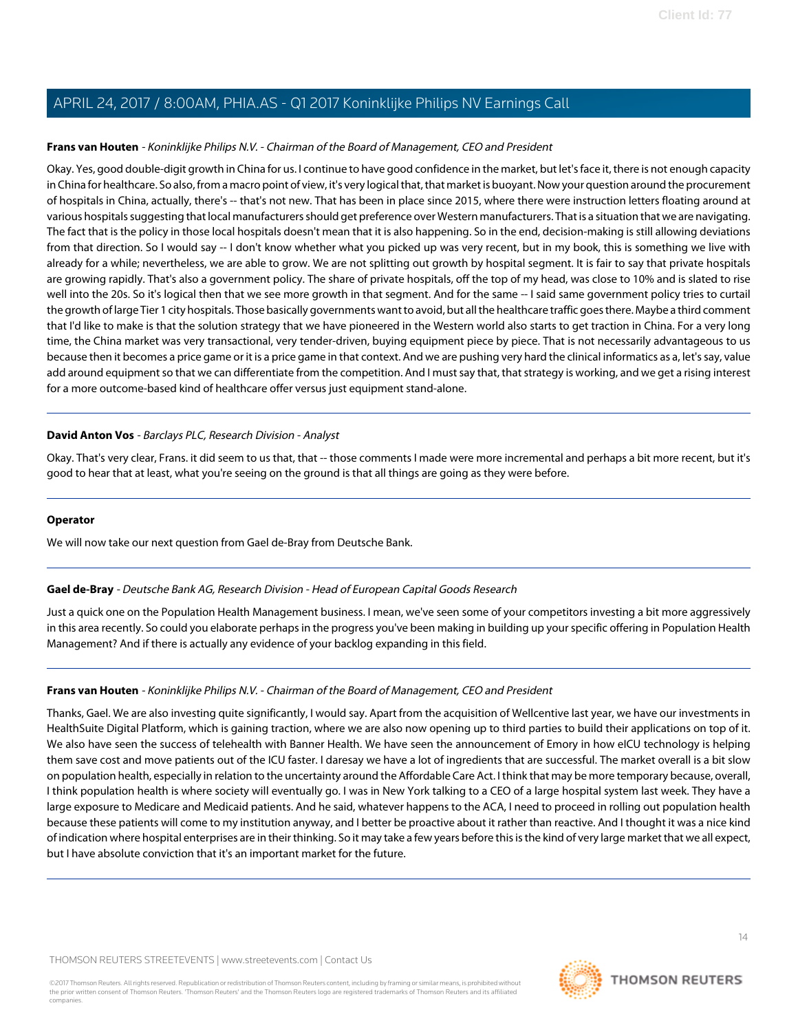**Frans van Houten** - *Koninklijke Philips N.V. - Chairman of the Board of Management, CEO and President*

Okay. Yes, good double-digit growth in China for us. I continue to have good confidence in the market, but let's face it, there is not enough capacity in China for healthcare. So also, from a macro point of view, it's very logical that, that market is buoyant. Now your question around the procurement of hospitals in China, actually, there's -- that's not new. That has been in place since 2015, where there were instruction letters floating around at various hospitals suggesting that local manufacturers should get preference over Western manufacturers. That is a situation that we are navigating. The fact that is the policy in those local hospitals doesn't mean that it is also happening. So in the end, decision-making is still allowing deviations from that direction. So I would say -- I don't know whether what you picked up was very recent, but in my book, this is something we live with already for a while; nevertheless, we are able to grow. We are not splitting out growth by hospital segment. It is fair to say that private hospitals are growing rapidly. That's also a government policy. The share of private hospitals, off the top of my head, was close to 10% and is slated to rise well into the 20s. So it's logical then that we see more growth in that segment. And for the same -- I said same government policy tries to curtail the growth of large Tier 1 city hospitals. Those basically governments want to avoid, but all the healthcare traffic goes there. Maybe a third comment that I'd like to make is that the solution strategy that we have pioneered in the Western world also starts to get traction in China. For a very long time, the China market was very transactional, very tender-driven, buying equipment piece by piece. That is not necessarily advantageous to us because then it becomes a price game or it is a price game in that context. And we are pushing very hard the clinical informatics as a, let's say, value add around equipment so that we can differentiate from the competition. And I must say that, that strategy is working, and we get a rising interest for a more outcome-based kind of healthcare offer versus just equipment stand-alone.

---

**David Anton Vos** - *Barclays PLC, Research Division - Analyst*

Okay. That's very clear, Frans. it did seem to us that, that -- those comments I made were more incremental and perhaps a bit more recent, but it's good to hear that at least, what you're seeing on the ground is that all things are going as they were before.

---

**Operator**

We will now take our next question from Gael de-Bray from Deutsche Bank.

---

**Gael de-Bray** - *Deutsche Bank AG, Research Division - Head of European Capital Goods Research*

Just a quick one on the Population Health Management business. I mean, we've seen some of your competitors investing a bit more aggressively in this area recently. So could you elaborate perhaps in the progress you've been making in building up your specific offering in Population Health Management? And if there is actually any evidence of your backlog expanding in this field.

---

**Frans van Houten** - *Koninklijke Philips N.V. - Chairman of the Board of Management, CEO and President*

Thanks, Gael. We are also investing quite significantly, I would say. Apart from the acquisition of Wellcentive last year, we have our investments in HealthSuite Digital Platform, which is gaining traction, where we are also now opening up to third parties to build their applications on top of it. We also have seen the success of telehealth with Banner Health. We have seen the announcement of Emory in how eICU technology is helping them save cost and move patients out of the ICU faster. I daresay we have a lot of ingredients that are successful. The market overall is a bit slow on population health, especially in relation to the uncertainty around the Affordable Care Act. I think that may be more temporary because, overall, I think population health is where society will eventually go. I was in New York talking to a CEO of a large hospital system last week. They have a large exposure to Medicare and Medicaid patients. And he said, whatever happens to the ACA, I need to proceed in rolling out population health because these patients will come to my institution anyway, and I better be proactive about it rather than reactive. And I thought it was a nice kind of indication where hospital enterprises are in their thinking. So it may take a few years before this is the kind of very large market that we all expect, but I have absolute conviction that it's an important market for the future.

---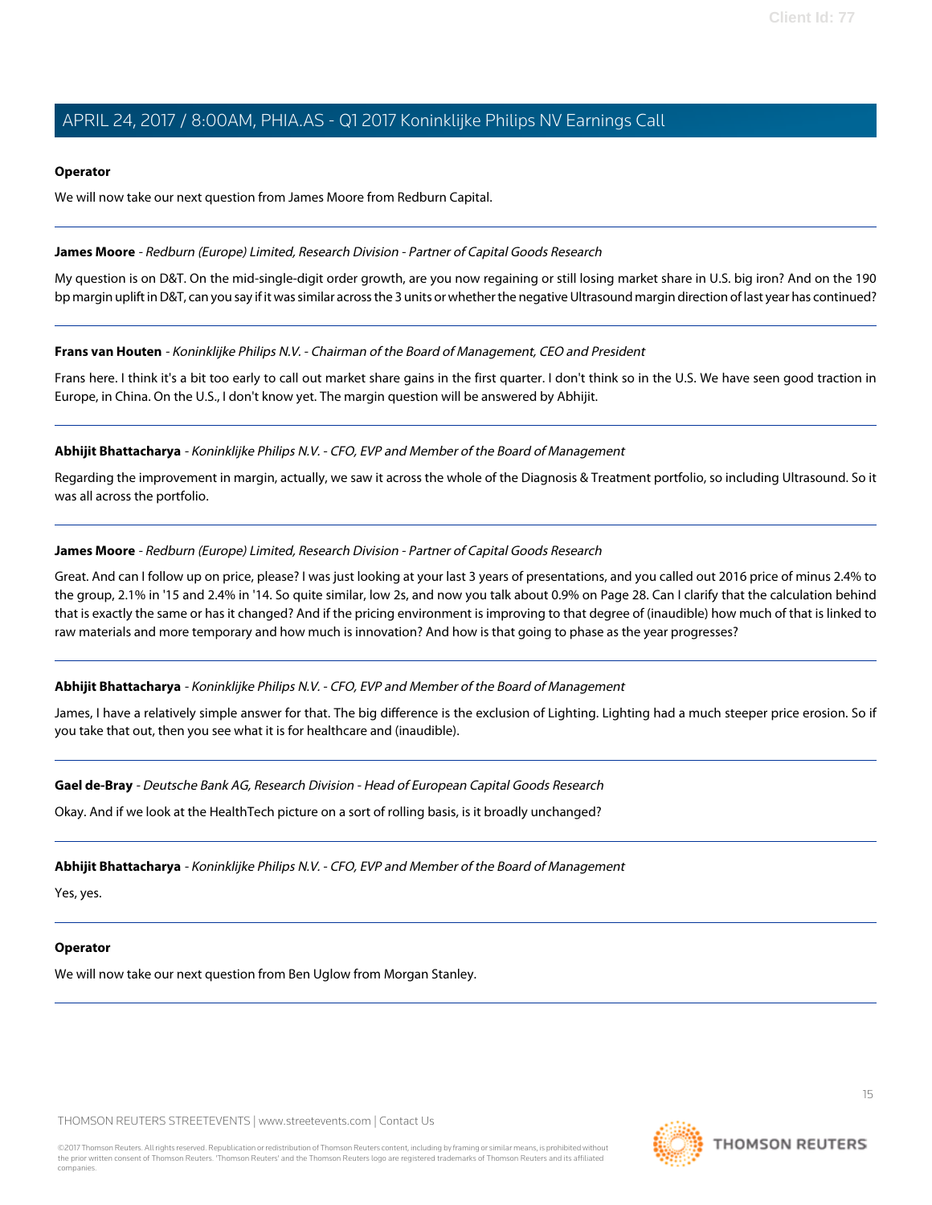**Operator**

We will now take our next question from James Moore from Redburn Capital.

---

**James Moore** - *Redburn (Europe) Limited, Research Division - Partner of Capital Goods Research*

My question is on D&T. On the mid-single-digit order growth, are you now regaining or still losing market share in U.S. big iron? And on the 190 bp margin uplift in D&T, can you say if it was similar across the 3 units or whether the negative Ultrasound margin direction of last year has continued?

---

**Frans van Houten** - *Koninklijke Philips N.V. - Chairman of the Board of Management, CEO and President*

Frans here. I think it's a bit too early to call out market share gains in the first quarter. I don't think so in the U.S. We have seen good traction in Europe, in China. On the U.S., I don't know yet. The margin question will be answered by Abhijit.

---

**Abhijit Bhattacharya** - *Koninklijke Philips N.V. - CFO, EVP and Member of the Board of Management*

Regarding the improvement in margin, actually, we saw it across the whole of the Diagnosis & Treatment portfolio, so including Ultrasound. So it was all across the portfolio.

---

**James Moore** - *Redburn (Europe) Limited, Research Division - Partner of Capital Goods Research*

Great. And can I follow up on price, please? I was just looking at your last 3 years of presentations, and you called out 2016 price of minus 2.4% to the group, 2.1% in '15 and 2.4% in '14. So quite similar, low 2s, and now you talk about 0.9% on Page 28. Can I clarify that the calculation behind that is exactly the same or has it changed? And if the pricing environment is improving to that degree of (inaudible) how much of that is linked to raw materials and more temporary and how much is innovation? And how is that going to phase as the year progresses?

---

**Abhijit Bhattacharya** - *Koninklijke Philips N.V. - CFO, EVP and Member of the Board of Management*

James, I have a relatively simple answer for that. The big difference is the exclusion of Lighting. Lighting had a much steeper price erosion. So if you take that out, then you see what it is for healthcare and (inaudible).

---

**Gael de-Bray** - *Deutsche Bank AG, Research Division - Head of European Capital Goods Research*

Okay. And if we look at the HealthTech picture on a sort of rolling basis, is it broadly unchanged?

---

**Abhijit Bhattacharya** - *Koninklijke Philips N.V. - CFO, EVP and Member of the Board of Management*

Yes, yes.

---

**Operator**

We will now take our next question from Ben Uglow from Morgan Stanley.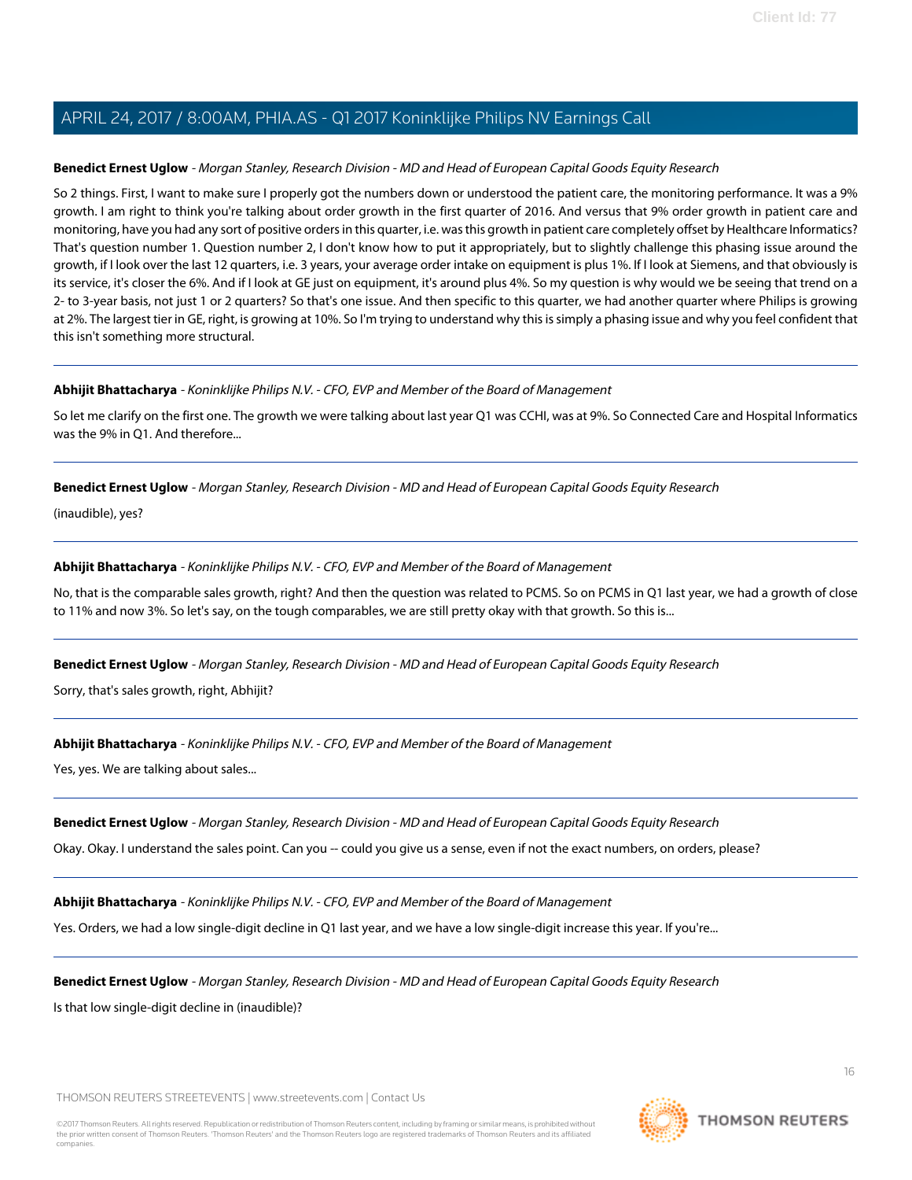**Benedict Ernest Uglow** - *Morgan Stanley, Research Division - MD and Head of European Capital Goods Equity Research*

So 2 things. First, I want to make sure I properly got the numbers down or understood the patient care, the monitoring performance. It was a 9% growth. I am right to think you're talking about order growth in the first quarter of 2016. And versus that 9% order growth in patient care and monitoring, have you had any sort of positive orders in this quarter, i.e. was this growth in patient care completely offset by Healthcare Informatics? That's question number 1. Question number 2, I don't know how to put it appropriately, but to slightly challenge this phasing issue around the growth, if I look over the last 12 quarters, i.e. 3 years, your average order intake on equipment is plus 1%. If I look at Siemens, and that obviously is its service, it's closer the 6%. And if I look at GE just on equipment, it's around plus 4%. So my question is why would we be seeing that trend on a 2- to 3-year basis, not just 1 or 2 quarters? So that's one issue. And then specific to this quarter, we had another quarter where Philips is growing at 2%. The largest tier in GE, right, is growing at 10%. So I'm trying to understand why this is simply a phasing issue and why you feel confident that this isn't something more structural.

---

**Abhijit Bhattacharya** - *Koninklijke Philips N.V. - CFO, EVP and Member of the Board of Management*

So let me clarify on the first one. The growth we were talking about last year Q1 was CCHI, was at 9%. So Connected Care and Hospital Informatics was the 9% in Q1. And therefore...

---

**Benedict Ernest Uglow** - *Morgan Stanley, Research Division - MD and Head of European Capital Goods Equity Research*

(inaudible), yes?

---

**Abhijit Bhattacharya** - *Koninklijke Philips N.V. - CFO, EVP and Member of the Board of Management*

No, that is the comparable sales growth, right? And then the question was related to PCMS. So on PCMS in Q1 last year, we had a growth of close to 11% and now 3%. So let's say, on the tough comparables, we are still pretty okay with that growth. So this is...

---

**Benedict Ernest Uglow** - *Morgan Stanley, Research Division - MD and Head of European Capital Goods Equity Research*

Sorry, that's sales growth, right, Abhijit?

---

**Abhijit Bhattacharya** - *Koninklijke Philips N.V. - CFO, EVP and Member of the Board of Management*

Yes, yes. We are talking about sales...

---

**Benedict Ernest Uglow** - *Morgan Stanley, Research Division - MD and Head of European Capital Goods Equity Research*

Okay. Okay. I understand the sales point. Can you -- could you give us a sense, even if not the exact numbers, on orders, please?

---

**Abhijit Bhattacharya** - *Koninklijke Philips N.V. - CFO, EVP and Member of the Board of Management*

Yes. Orders, we had a low single-digit decline in Q1 last year, and we have a low single-digit increase this year. If you're...

---

**Benedict Ernest Uglow** - *Morgan Stanley, Research Division - MD and Head of European Capital Goods Equity Research*

Is that low single-digit decline in (inaudible)?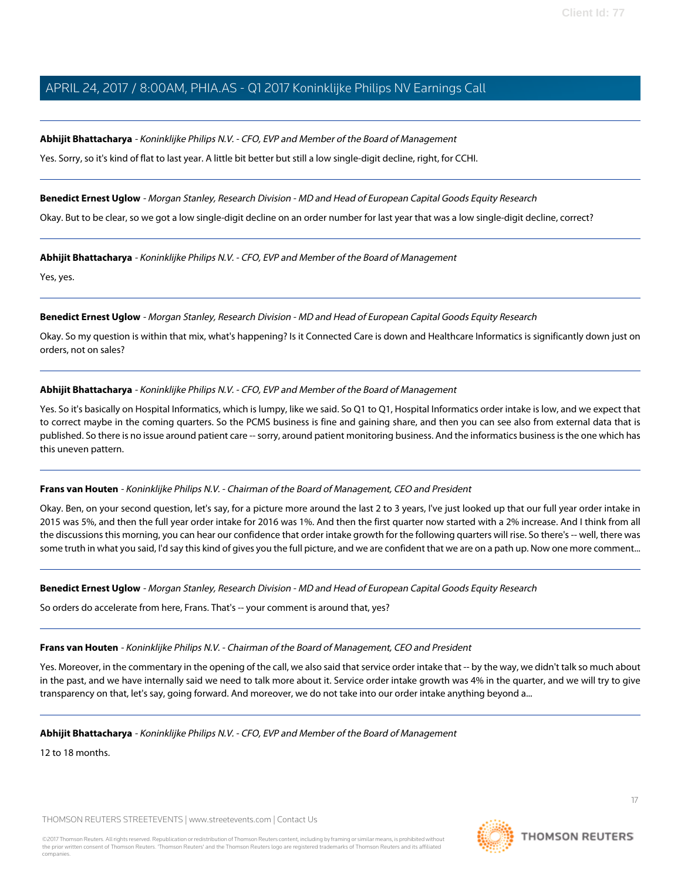**Abhijit Bhattacharya** - *Koninklijke Philips N.V. - CFO, EVP and Member of the Board of Management*

Yes. Sorry, so it's kind of flat to last year. A little bit better but still a low single-digit decline, right, for CCHI.

---

**Benedict Ernest Uglow** - *Morgan Stanley, Research Division - MD and Head of European Capital Goods Equity Research*

Okay. But to be clear, so we got a low single-digit decline on an order number for last year that was a low single-digit decline, correct?

---

**Abhijit Bhattacharya** - *Koninklijke Philips N.V. - CFO, EVP and Member of the Board of Management*

Yes, yes.

---

**Benedict Ernest Uglow** - *Morgan Stanley, Research Division - MD and Head of European Capital Goods Equity Research*

Okay. So my question is within that mix, what's happening? Is it Connected Care is down and Healthcare Informatics is significantly down just on orders, not on sales?

---

**Abhijit Bhattacharya** - *Koninklijke Philips N.V. - CFO, EVP and Member of the Board of Management*

Yes. So it's basically on Hospital Informatics, which is lumpy, like we said. So Q1 to Q1, Hospital Informatics order intake is low, and we expect that to correct maybe in the coming quarters. So the PCMS business is fine and gaining share, and then you can see also from external data that is published. So there is no issue around patient care -- sorry, around patient monitoring business. And the informatics business is the one which has this uneven pattern.

---

**Frans van Houten** - *Koninklijke Philips N.V. - Chairman of the Board of Management, CEO and President*

Okay. Ben, on your second question, let's say, for a picture more around the last 2 to 3 years, I've just looked up that our full year order intake in 2015 was 5%, and then the full year order intake for 2016 was 1%. And then the first quarter now started with a 2% increase. And I think from all the discussions this morning, you can hear our confidence that order intake growth for the following quarters will rise. So there's -- well, there was some truth in what you said, I'd say this kind of gives you the full picture, and we are confident that we are on a path up. Now one more comment...

---

**Benedict Ernest Uglow** - *Morgan Stanley, Research Division - MD and Head of European Capital Goods Equity Research*

So orders do accelerate from here, Frans. That's -- your comment is around that, yes?

---

**Frans van Houten** - *Koninklijke Philips N.V. - Chairman of the Board of Management, CEO and President*

Yes. Moreover, in the commentary in the opening of the call, we also said that service order intake that -- by the way, we didn't talk so much about in the past, and we have internally said we need to talk more about it. Service order intake growth was 4% in the quarter, and we will try to give transparency on that, let's say, going forward. And moreover, we do not take into our order intake anything beyond a...

---

**Abhijit Bhattacharya** - *Koninklijke Philips N.V. - CFO, EVP and Member of the Board of Management*

12 to 18 months.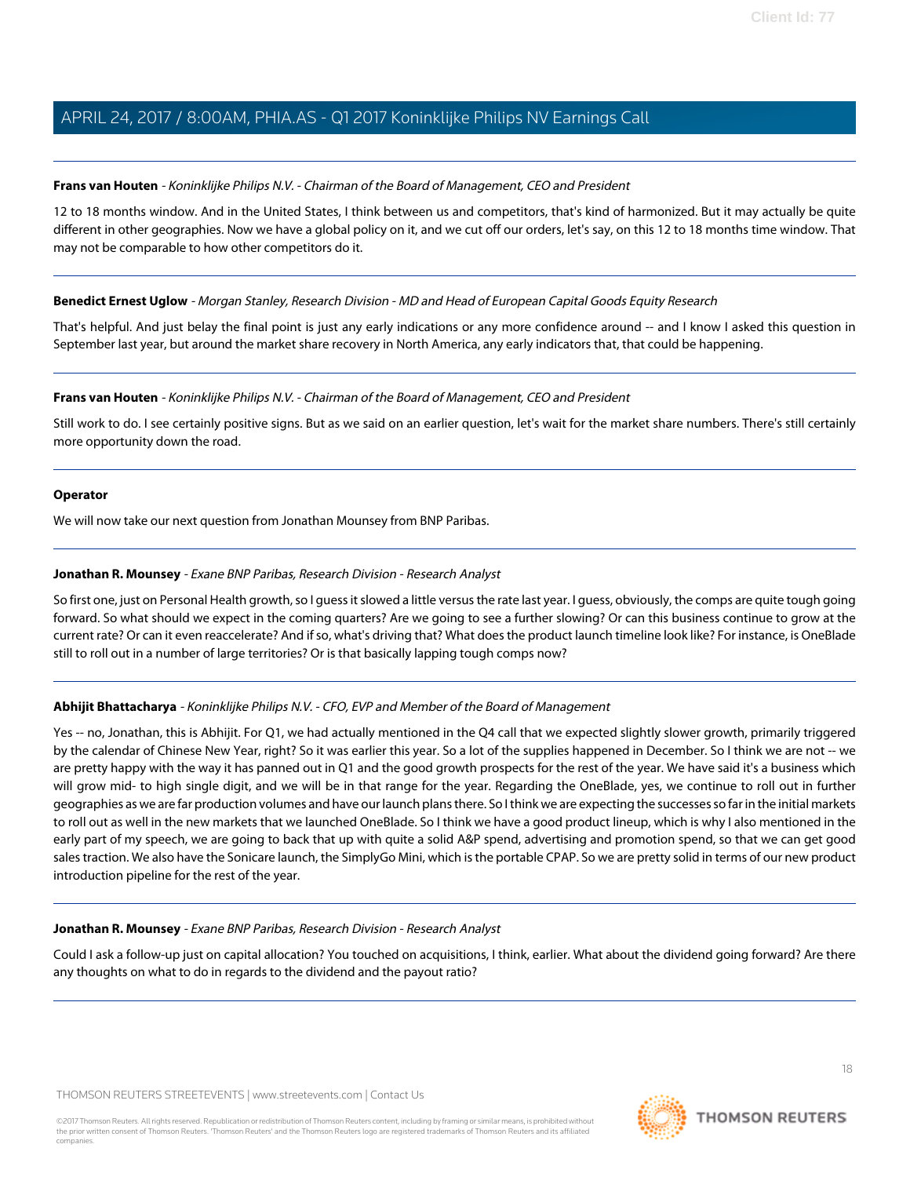**Frans van Houten** - *Koninklijke Philips N.V. - Chairman of the Board of Management, CEO and President*

12 to 18 months window. And in the United States, I think between us and competitors, that's kind of harmonized. But it may actually be quite different in other geographies. Now we have a global policy on it, and we cut off our orders, let's say, on this 12 to 18 months time window. That may not be comparable to how other competitors do it.

---

**Benedict Ernest Uglow** - *Morgan Stanley, Research Division - MD and Head of European Capital Goods Equity Research*

That's helpful. And just belay the final point is just any early indications or any more confidence around -- and I know I asked this question in September last year, but around the market share recovery in North America, any early indicators that, that could be happening.

---

**Frans van Houten** - *Koninklijke Philips N.V. - Chairman of the Board of Management, CEO and President*

Still work to do. I see certainly positive signs. But as we said on an earlier question, let's wait for the market share numbers. There's still certainly more opportunity down the road.

---

**Operator**

We will now take our next question from Jonathan Mounsey from BNP Paribas.

---

**Jonathan R. Mounsey** - *Exane BNP Paribas, Research Division - Research Analyst*

So first one, just on Personal Health growth, so I guess it slowed a little versus the rate last year. I guess, obviously, the comps are quite tough going forward. So what should we expect in the coming quarters? Are we going to see a further slowing? Or can this business continue to grow at the current rate? Or can it even reaccelerate? And if so, what's driving that? What does the product launch timeline look like? For instance, is OneBlade still to roll out in a number of large territories? Or is that basically lapping tough comps now?

---

**Abhijit Bhattacharya** - *Koninklijke Philips N.V. - CFO, EVP and Member of the Board of Management*

Yes -- no, Jonathan, this is Abhijit. For Q1, we had actually mentioned in the Q4 call that we expected slightly slower growth, primarily triggered by the calendar of Chinese New Year, right? So it was earlier this year. So a lot of the supplies happened in December. So I think we are not -- we are pretty happy with the way it has panned out in Q1 and the good growth prospects for the rest of the year. We have said it's a business which will grow mid- to high single digit, and we will be in that range for the year. Regarding the OneBlade, yes, we continue to roll out in further geographies as we are far production volumes and have our launch plans there. So I think we are expecting the successes so far in the initial markets to roll out as well in the new markets that we launched OneBlade. So I think we have a good product lineup, which is why I also mentioned in the early part of my speech, we are going to back that up with quite a solid A&P spend, advertising and promotion spend, so that we can get good sales traction. We also have the Sonicare launch, the SimplyGo Mini, which is the portable CPAP. So we are pretty solid in terms of our new product introduction pipeline for the rest of the year.

---

**Jonathan R. Mounsey** - *Exane BNP Paribas, Research Division - Research Analyst*

Could I ask a follow-up just on capital allocation? You touched on acquisitions, I think, earlier. What about the dividend going forward? Are there any thoughts on what to do in regards to the dividend and the payout ratio?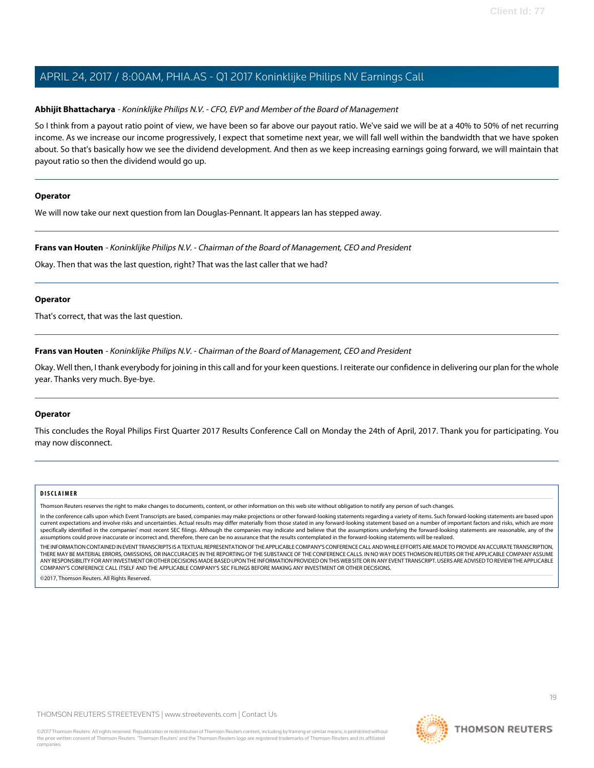**Abhijit Bhattacharya** - *Koninklijke Philips N.V. - CFO, EVP and Member of the Board of Management*

So I think from a payout ratio point of view, we have been so far above our payout ratio. We've said we will be at a 40% to 50% of net recurring income. As we increase our income progressively, I expect that sometime next year, we will fall well within the bandwidth that we have spoken about. So that's basically how we see the dividend development. And then as we keep increasing earnings going forward, we will maintain that payout ratio so then the dividend would go up.

---

**Operator**

We will now take our next question from Ian Douglas-Pennant. It appears Ian has stepped away.

---

**Frans van Houten** - *Koninklijke Philips N.V. - Chairman of the Board of Management, CEO and President*

Okay. Then that was the last question, right? That was the last caller that we had?

---

**Operator**

That's correct, that was the last question.

---

**Frans van Houten** - *Koninklijke Philips N.V. - Chairman of the Board of Management, CEO and President*

Okay. Well then, I thank everybody for joining in this call and for your keen questions. I reiterate our confidence in delivering our plan for the whole year. Thanks very much. Bye-bye.

---

**Operator**

This concludes the Royal Philips First Quarter 2017 Results Conference Call on Monday the 24th of April, 2017. Thank you for participating. You may now disconnect.

---

**DISCLAIMER**

Thomson Reuters reserves the right to make changes to documents, content, or other information on this web site without obligation to notify any person of such changes.

In the conference calls upon which Event Transcripts are based, companies may make projections or other forward-looking statements regarding a variety of items. Such forward-looking statements are based upon current expectations and involve risks and uncertainties. Actual results may differ materially from those stated in any forward-looking statement based on a number of important factors and risks, which are more specifically identified in the companies' most recent SEC filings. Although the companies may indicate and believe that the assumptions underlying the forward-looking statements are reasonable, any of the assumptions could prove inaccurate or incorrect and, therefore, there can be no assurance that the results contemplated in the forward-looking statements will be realized.

THE INFORMATION CONTAINED IN EVENT TRANSCRIPTS IS A TEXTUAL REPRESENTATION OF THE APPLICABLE COMPANY'S CONFERENCE CALL AND WHILE EFFORTS ARE MADE TO PROVIDE AN ACCURATE TRANSCRIPTION, THERE MAY BE MATERIAL ERRORS, OMISSIONS, OR INACCURACIES IN THE REPORTING OF THE SUBSTANCE OF THE CONFERENCE CALLS. IN NO WAY DOES THOMSON REUTERS OR THE APPLICABLE COMPANY ASSUME ANY RESPONSIBILITY FOR ANY INVESTMENT OR OTHER DECISIONS MADE BASED UPON THE INFORMATION PROVIDED ON THIS WEB SITE OR IN ANY EVENT TRANSCRIPT. USERS ARE ADVISED TO REVIEW THE APPLICABLE COMPANY'S CONFERENCE CALL ITSELF AND THE APPLICABLE COMPANY'S SEC FILINGS BEFORE MAKING ANY INVESTMENT OR OTHER DECISIONS.

©2017, Thomson Reuters. All Rights Reserved.